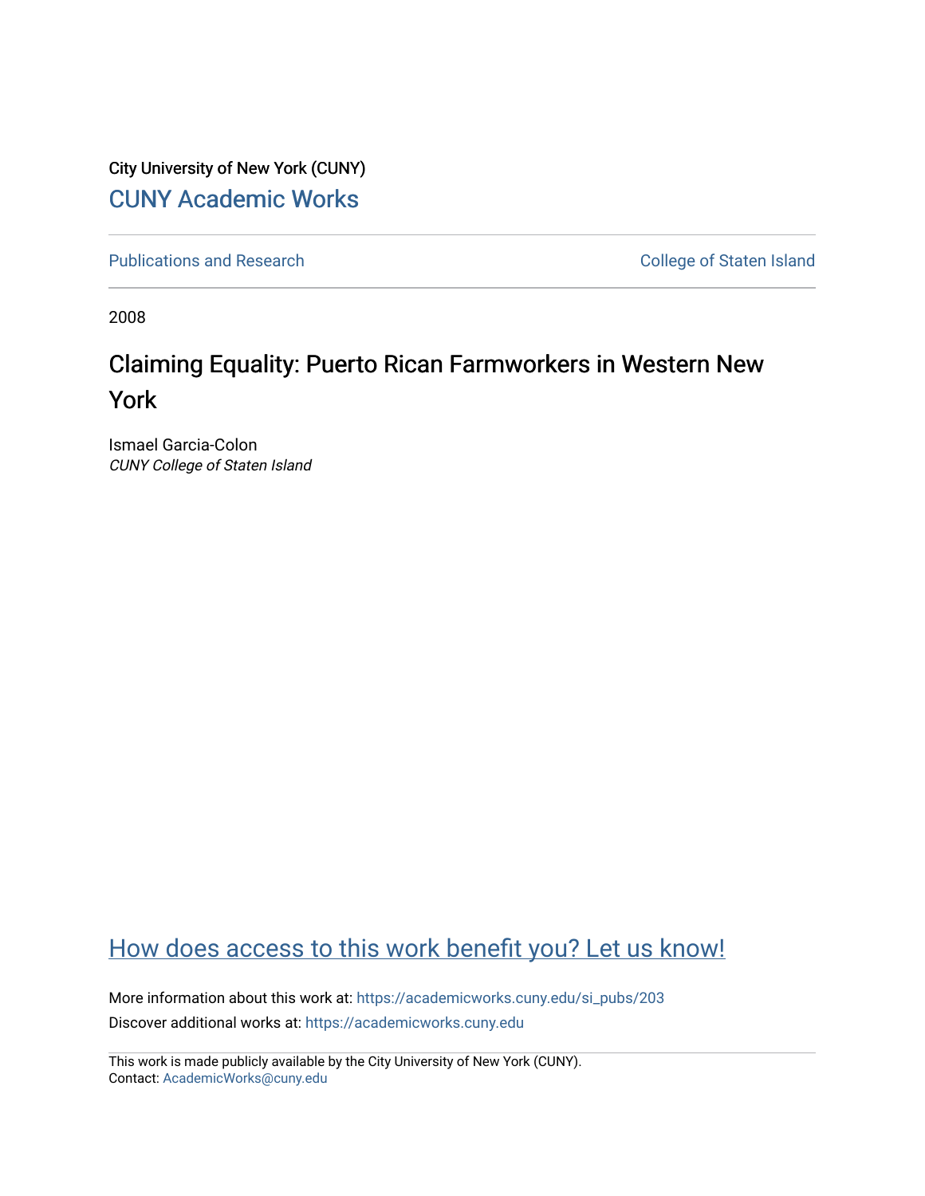City University of New York (CUNY)

CUNY Academic Works

Publications and Research

College of Staten Island

2008

# Claiming Equality: Puerto Rican Farmworkers in Western New York

Ismael Garcia-Colon
*CUNY College of Staten Island*

How does access to this work benefit you? Let us know!

More information about this work at: https://academicworks.cuny.edu/si_pubs/203
Discover additional works at: https://academicworks.cuny.edu

This work is made publicly available by the City University of New York (CUNY).
Contact: AcademicWorks@cuny.edu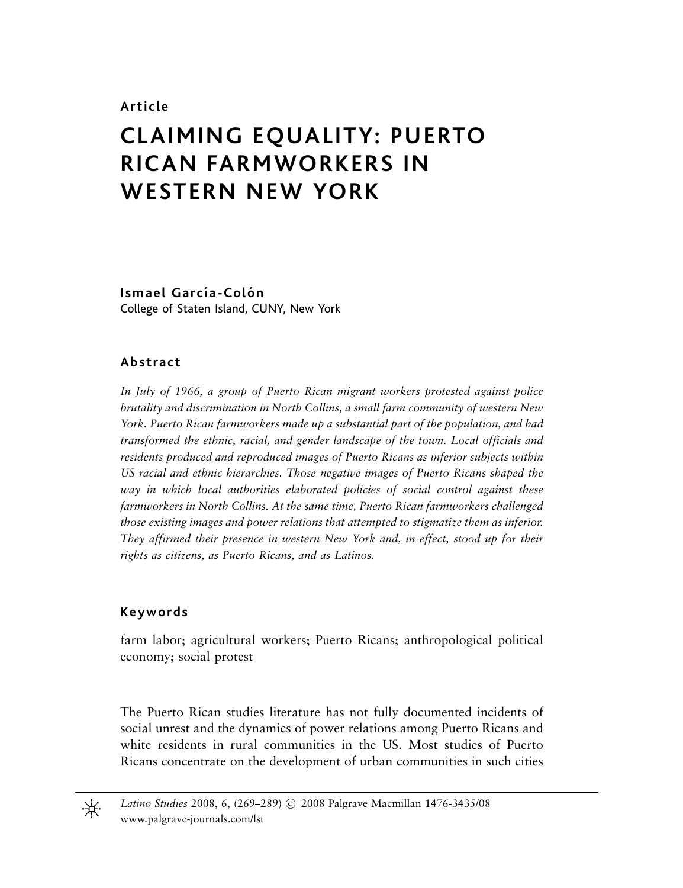**Article**

# CLAIMING EQUALITY: PUERTO RICAN FARMWORKERS IN WESTERN NEW YORK

**Ismael García-Colón**
College of Staten Island, CUNY, New York

## Abstract

*In July of 1966, a group of Puerto Rican migrant workers protested against police brutality and discrimination in North Collins, a small farm community of western New York. Puerto Rican farmworkers made up a substantial part of the population, and had transformed the ethnic, racial, and gender landscape of the town. Local officials and residents produced and reproduced images of Puerto Ricans as inferior subjects within US racial and ethnic hierarchies. Those negative images of Puerto Ricans shaped the way in which local authorities elaborated policies of social control against these farmworkers in North Collins. At the same time, Puerto Rican farmworkers challenged those existing images and power relations that attempted to stigmatize them as inferior. They affirmed their presence in western New York and, in effect, stood up for their rights as citizens, as Puerto Ricans, and as Latinos.*

## Keywords

farm labor; agricultural workers; Puerto Ricans; anthropological political economy; social protest

The Puerto Rican studies literature has not fully documented incidents of social unrest and the dynamics of power relations among Puerto Ricans and white residents in rural communities in the US. Most studies of Puerto Ricans concentrate on the development of urban communities in such cities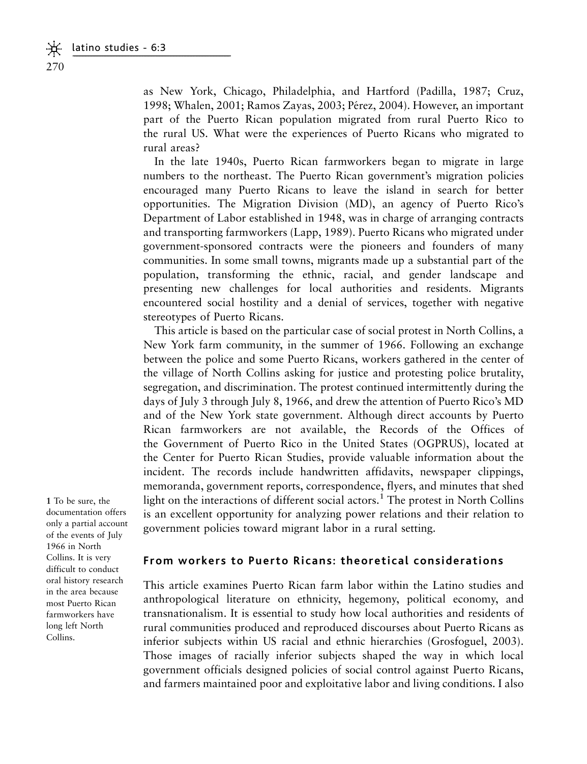as New York, Chicago, Philadelphia, and Hartford (Padilla, 1987; Cruz, 1998; Whalen, 2001; Ramos Zayas, 2003; Pérez, 2004). However, an important part of the Puerto Rican population migrated from rural Puerto Rico to the rural US. What were the experiences of Puerto Ricans who migrated to rural areas?

In the late 1940s, Puerto Rican farmworkers began to migrate in large numbers to the northeast. The Puerto Rican government's migration policies encouraged many Puerto Ricans to leave the island in search for better opportunities. The Migration Division (MD), an agency of Puerto Rico's Department of Labor established in 1948, was in charge of arranging contracts and transporting farmworkers (Lapp, 1989). Puerto Ricans who migrated under government-sponsored contracts were the pioneers and founders of many communities. In some small towns, migrants made up a substantial part of the population, transforming the ethnic, racial, and gender landscape and presenting new challenges for local authorities and residents. Migrants encountered social hostility and a denial of services, together with negative stereotypes of Puerto Ricans.

This article is based on the particular case of social protest in North Collins, a New York farm community, in the summer of 1966. Following an exchange between the police and some Puerto Ricans, workers gathered in the center of the village of North Collins asking for justice and protesting police brutality, segregation, and discrimination. The protest continued intermittently during the days of July 3 through July 8, 1966, and drew the attention of Puerto Rico's MD and of the New York state government. Although direct accounts by Puerto Rican farmworkers are not available, the Records of the Offices of the Government of Puerto Rico in the United States (OGPRUS), located at the Center for Puerto Rican Studies, provide valuable information about the incident. The records include handwritten affidavits, newspaper clippings, memoranda, government reports, correspondence, flyers, and minutes that shed light on the interactions of different social actors.[1] The protest in North Collins is an excellent opportunity for analyzing power relations and their relation to government policies toward migrant labor in a rural setting.

[1] To be sure, the documentation offers only a partial account of the events of July 1966 in North Collins. It is very difficult to conduct oral history research in the area because most Puerto Rican farmworkers have long left North Collins.

## From workers to Puerto Ricans: theoretical considerations

This article examines Puerto Rican farm labor within the Latino studies and anthropological literature on ethnicity, hegemony, political economy, and transnationalism. It is essential to study how local authorities and residents of rural communities produced and reproduced discourses about Puerto Ricans as inferior subjects within US racial and ethnic hierarchies (Grosfoguel, 2003). Those images of racially inferior subjects shaped the way in which local government officials designed policies of social control against Puerto Ricans, and farmers maintained poor and exploitative labor and living conditions. I also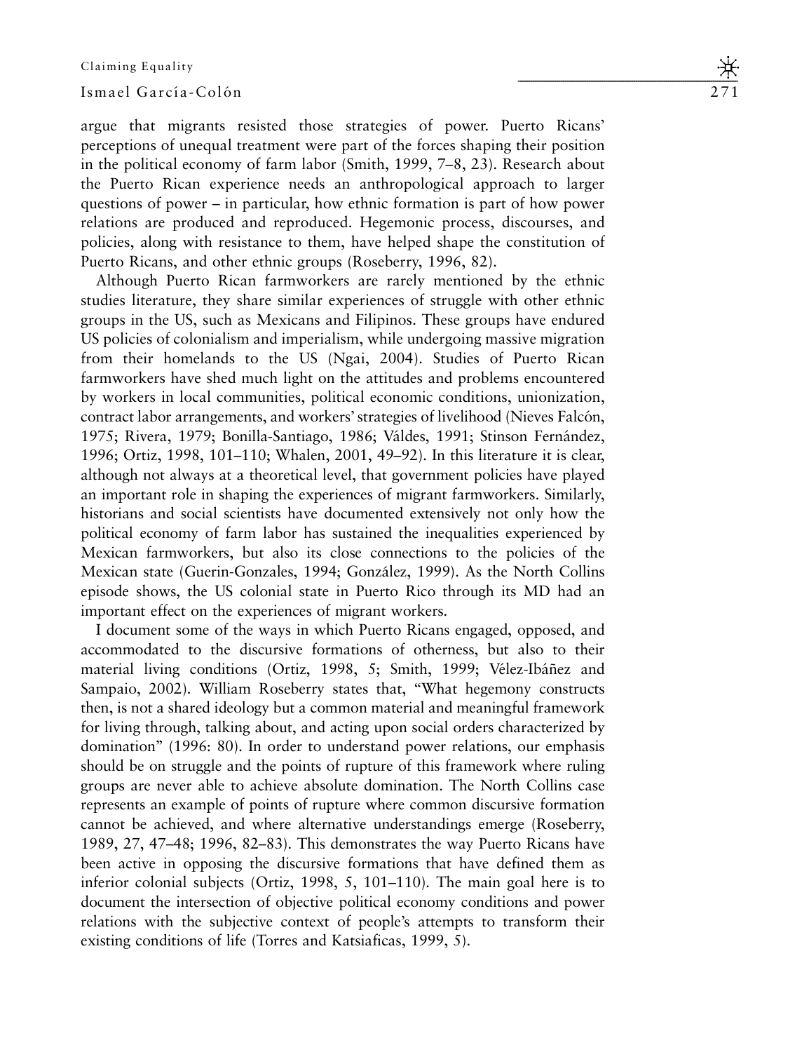argue that migrants resisted those strategies of power. Puerto Ricans' perceptions of unequal treatment were part of the forces shaping their position in the political economy of farm labor (Smith, 1999, 7–8, 23). Research about the Puerto Rican experience needs an anthropological approach to larger questions of power – in particular, how ethnic formation is part of how power relations are produced and reproduced. Hegemonic process, discourses, and policies, along with resistance to them, have helped shape the constitution of Puerto Ricans, and other ethnic groups (Roseberry, 1996, 82).

Although Puerto Rican farmworkers are rarely mentioned by the ethnic studies literature, they share similar experiences of struggle with other ethnic groups in the US, such as Mexicans and Filipinos. These groups have endured US policies of colonialism and imperialism, while undergoing massive migration from their homelands to the US (Ngai, 2004). Studies of Puerto Rican farmworkers have shed much light on the attitudes and problems encountered by workers in local communities, political economic conditions, unionization, contract labor arrangements, and workers' strategies of livelihood (Nieves Falcón, 1975; Rivera, 1979; Bonilla-Santiago, 1986; Váldes, 1991; Stinson Fernández, 1996; Ortiz, 1998, 101–110; Whalen, 2001, 49–92). In this literature it is clear, although not always at a theoretical level, that government policies have played an important role in shaping the experiences of migrant farmworkers. Similarly, historians and social scientists have documented extensively not only how the political economy of farm labor has sustained the inequalities experienced by Mexican farmworkers, but also its close connections to the policies of the Mexican state (Guerin-Gonzales, 1994; González, 1999). As the North Collins episode shows, the US colonial state in Puerto Rico through its MD had an important effect on the experiences of migrant workers.

I document some of the ways in which Puerto Ricans engaged, opposed, and accommodated to the discursive formations of otherness, but also to their material living conditions (Ortiz, 1998, 5; Smith, 1999; Vélez-Ibáñez and Sampaio, 2002). William Roseberry states that, "What hegemony constructs then, is not a shared ideology but a common material and meaningful framework for living through, talking about, and acting upon social orders characterized by domination" (1996: 80). In order to understand power relations, our emphasis should be on struggle and the points of rupture of this framework where ruling groups are never able to achieve absolute domination. The North Collins case represents an example of points of rupture where common discursive formation cannot be achieved, and where alternative understandings emerge (Roseberry, 1989, 27, 47–48; 1996, 82–83). This demonstrates the way Puerto Ricans have been active in opposing the discursive formations that have defined them as inferior colonial subjects (Ortiz, 1998, 5, 101–110). The main goal here is to document the intersection of objective political economy conditions and power relations with the subjective context of people's attempts to transform their existing conditions of life (Torres and Katsiaficas, 1999, 5).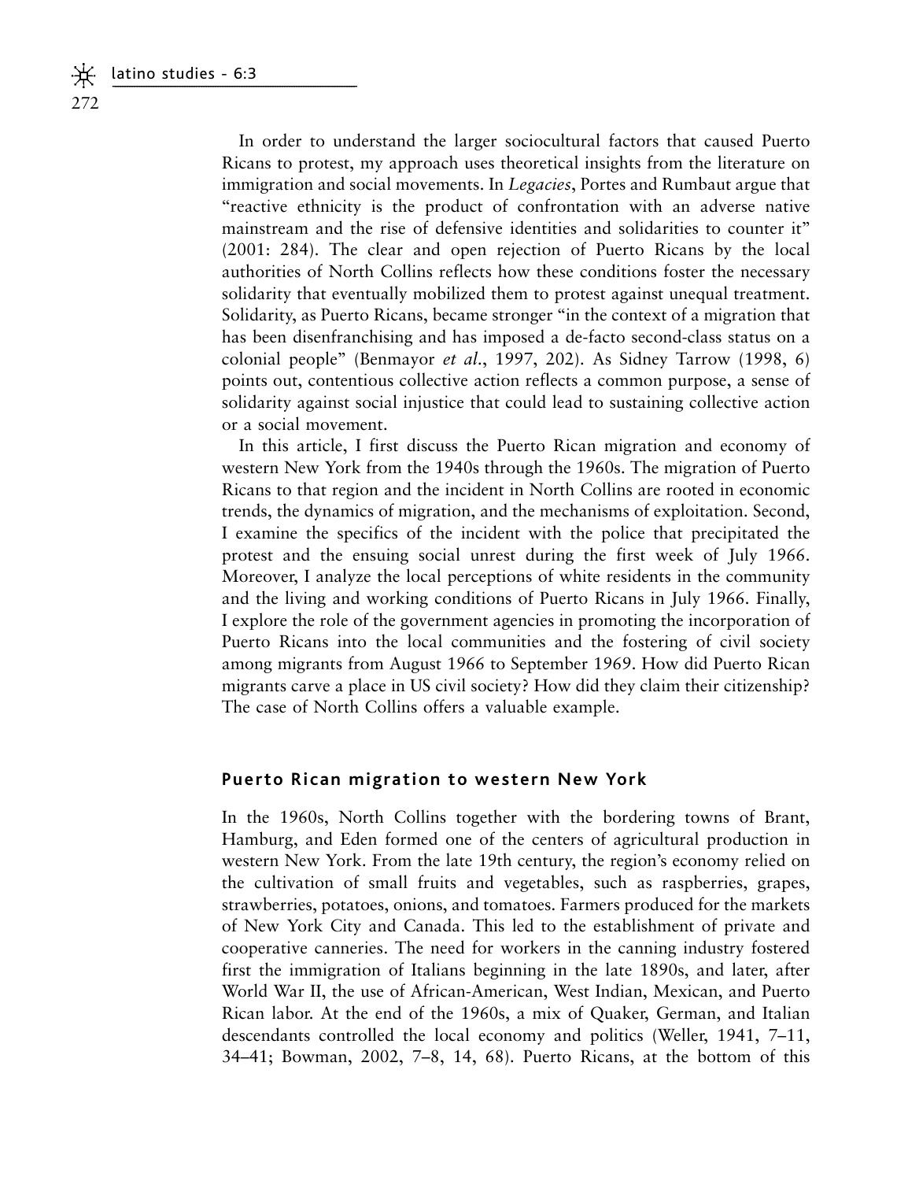In order to understand the larger sociocultural factors that caused Puerto Ricans to protest, my approach uses theoretical insights from the literature on immigration and social movements. In *Legacies*, Portes and Rumbaut argue that "reactive ethnicity is the product of confrontation with an adverse native mainstream and the rise of defensive identities and solidarities to counter it" (2001: 284). The clear and open rejection of Puerto Ricans by the local authorities of North Collins reflects how these conditions foster the necessary solidarity that eventually mobilized them to protest against unequal treatment. Solidarity, as Puerto Ricans, became stronger "in the context of a migration that has been disenfranchising and has imposed a de-facto second-class status on a colonial people" (Benmayor *et al.*, 1997, 202). As Sidney Tarrow (1998, 6) points out, contentious collective action reflects a common purpose, a sense of solidarity against social injustice that could lead to sustaining collective action or a social movement.

In this article, I first discuss the Puerto Rican migration and economy of western New York from the 1940s through the 1960s. The migration of Puerto Ricans to that region and the incident in North Collins are rooted in economic trends, the dynamics of migration, and the mechanisms of exploitation. Second, I examine the specifics of the incident with the police that precipitated the protest and the ensuing social unrest during the first week of July 1966. Moreover, I analyze the local perceptions of white residents in the community and the living and working conditions of Puerto Ricans in July 1966. Finally, I explore the role of the government agencies in promoting the incorporation of Puerto Ricans into the local communities and the fostering of civil society among migrants from August 1966 to September 1969. How did Puerto Rican migrants carve a place in US civil society? How did they claim their citizenship? The case of North Collins offers a valuable example.

## Puerto Rican migration to western New York

In the 1960s, North Collins together with the bordering towns of Brant, Hamburg, and Eden formed one of the centers of agricultural production in western New York. From the late 19th century, the region's economy relied on the cultivation of small fruits and vegetables, such as raspberries, grapes, strawberries, potatoes, onions, and tomatoes. Farmers produced for the markets of New York City and Canada. This led to the establishment of private and cooperative canneries. The need for workers in the canning industry fostered first the immigration of Italians beginning in the late 1890s, and later, after World War II, the use of African-American, West Indian, Mexican, and Puerto Rican labor. At the end of the 1960s, a mix of Quaker, German, and Italian descendants controlled the local economy and politics (Weller, 1941, 7–11, 34–41; Bowman, 2002, 7–8, 14, 68). Puerto Ricans, at the bottom of this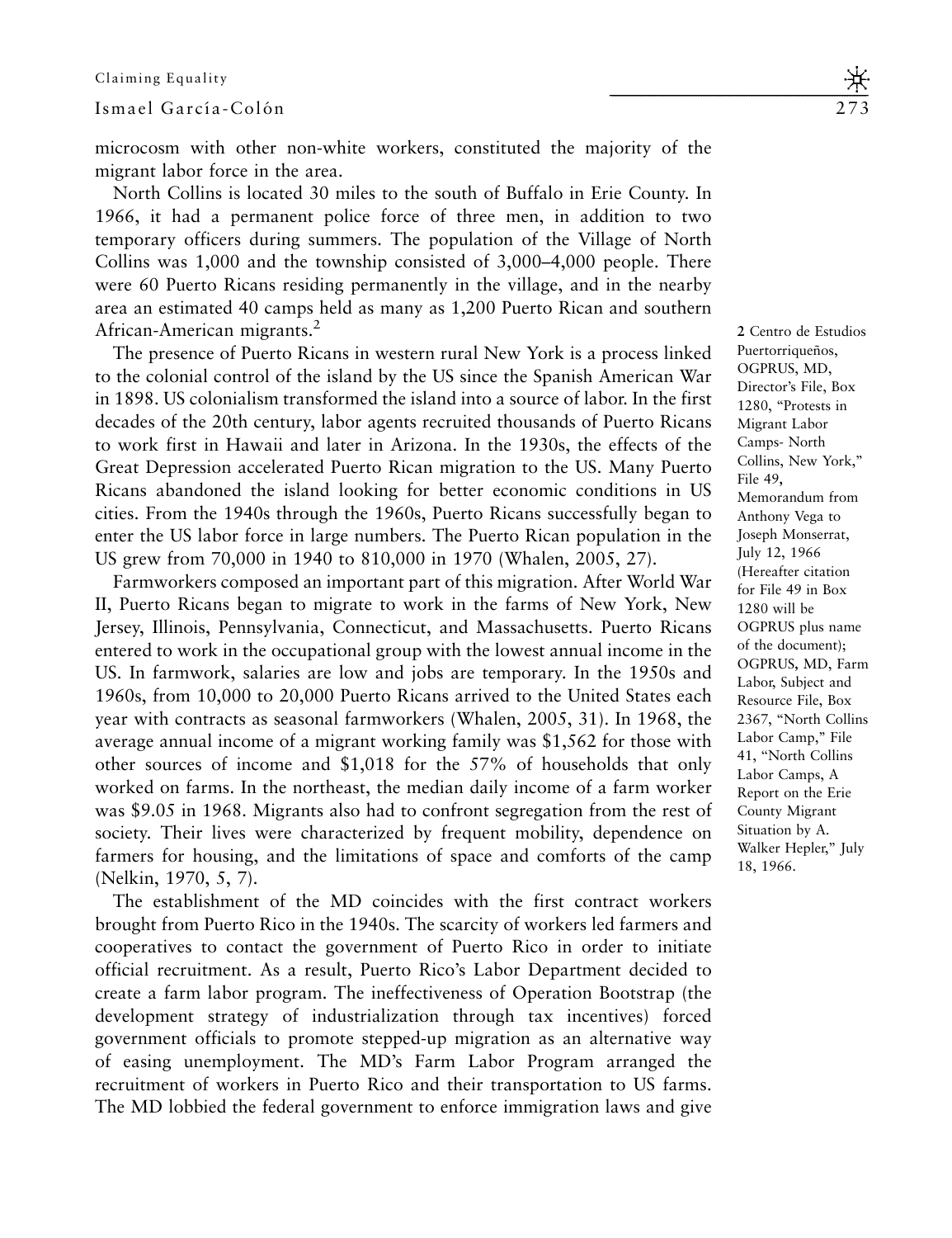microcosm with other non-white workers, constituted the majority of the migrant labor force in the area.

North Collins is located 30 miles to the south of Buffalo in Erie County. In 1966, it had a permanent police force of three men, in addition to two temporary officers during summers. The population of the Village of North Collins was 1,000 and the township consisted of 3,000–4,000 people. There were 60 Puerto Ricans residing permanently in the village, and in the nearby area an estimated 40 camps held as many as 1,200 Puerto Rican and southern African-American migrants.[2]

The presence of Puerto Ricans in western rural New York is a process linked to the colonial control of the island by the US since the Spanish American War in 1898. US colonialism transformed the island into a source of labor. In the first decades of the 20th century, labor agents recruited thousands of Puerto Ricans to work first in Hawaii and later in Arizona. In the 1930s, the effects of the Great Depression accelerated Puerto Rican migration to the US. Many Puerto Ricans abandoned the island looking for better economic conditions in US cities. From the 1940s through the 1960s, Puerto Ricans successfully began to enter the US labor force in large numbers. The Puerto Rican population in the US grew from 70,000 in 1940 to 810,000 in 1970 (Whalen, 2005, 27).

Farmworkers composed an important part of this migration. After World War II, Puerto Ricans began to migrate to work in the farms of New York, New Jersey, Illinois, Pennsylvania, Connecticut, and Massachusetts. Puerto Ricans entered to work in the occupational group with the lowest annual income in the US. In farmwork, salaries are low and jobs are temporary. In the 1950s and 1960s, from 10,000 to 20,000 Puerto Ricans arrived to the United States each year with contracts as seasonal farmworkers (Whalen, 2005, 31). In 1968, the average annual income of a migrant working family was $1,562 for those with other sources of income and $1,018 for the 57% of households that only worked on farms. In the northeast, the median daily income of a farm worker was $9.05 in 1968. Migrants also had to confront segregation from the rest of society. Their lives were characterized by frequent mobility, dependence on farmers for housing, and the limitations of space and comforts of the camp (Nelkin, 1970, 5, 7).

The establishment of the MD coincides with the first contract workers brought from Puerto Rico in the 1940s. The scarcity of workers led farmers and cooperatives to contact the government of Puerto Rico in order to initiate official recruitment. As a result, Puerto Rico's Labor Department decided to create a farm labor program. The ineffectiveness of Operation Bootstrap (the development strategy of industrialization through tax incentives) forced government officials to promote stepped-up migration as an alternative way of easing unemployment. The MD's Farm Labor Program arranged the recruitment of workers in Puerto Rico and their transportation to US farms. The MD lobbied the federal government to enforce immigration laws and give

2 Centro de Estudios Puertorriqueños, OGPRUS, MD, Director's File, Box 1280, "Protests in Migrant Labor Camps- North Collins, New York," File 49, Memorandum from Anthony Vega to Joseph Monserrat, July 12, 1966 (Hereafter citation for File 49 in Box 1280 will be OGPRUS plus name of the document); OGPRUS, MD, Farm Labor, Subject and Resource File, Box 2367, "North Collins Labor Camp," File 41, "North Collins Labor Camps, A Report on the Erie County Migrant Situation by A. Walker Hepler," July 18, 1966.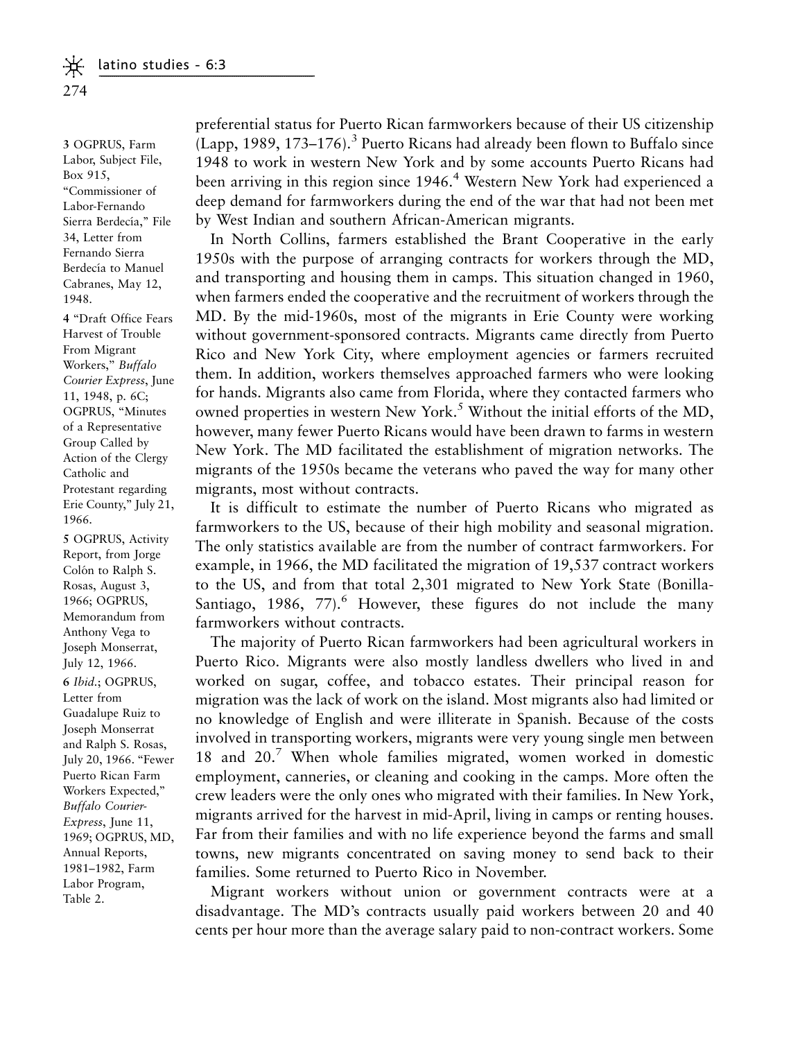preferential status for Puerto Rican farmworkers because of their US citizenship (Lapp, 1989, 173–176).[3] Puerto Ricans had already been flown to Buffalo since 1948 to work in western New York and by some accounts Puerto Ricans had been arriving in this region since 1946.[4] Western New York had experienced a deep demand for farmworkers during the end of the war that had not been met by West Indian and southern African-American migrants.

In North Collins, farmers established the Brant Cooperative in the early 1950s with the purpose of arranging contracts for workers through the MD, and transporting and housing them in camps. This situation changed in 1960, when farmers ended the cooperative and the recruitment of workers through the MD. By the mid-1960s, most of the migrants in Erie County were working without government-sponsored contracts. Migrants came directly from Puerto Rico and New York City, where employment agencies or farmers recruited them. In addition, workers themselves approached farmers who were looking for hands. Migrants also came from Florida, where they contacted farmers who owned properties in western New York.[5] Without the initial efforts of the MD, however, many fewer Puerto Ricans would have been drawn to farms in western New York. The MD facilitated the establishment of migration networks. The migrants of the 1950s became the veterans who paved the way for many other migrants, most without contracts.

It is difficult to estimate the number of Puerto Ricans who migrated as farmworkers to the US, because of their high mobility and seasonal migration. The only statistics available are from the number of contract farmworkers. For example, in 1966, the MD facilitated the migration of 19,537 contract workers to the US, and from that total 2,301 migrated to New York State (Bonilla-Santiago, 1986, 77).[6] However, these figures do not include the many farmworkers without contracts.

The majority of Puerto Rican farmworkers had been agricultural workers in Puerto Rico. Migrants were also mostly landless dwellers who lived in and worked on sugar, coffee, and tobacco estates. Their principal reason for migration was the lack of work on the island. Most migrants also had limited or no knowledge of English and were illiterate in Spanish. Because of the costs involved in transporting workers, migrants were very young single men between 18 and 20.[7] When whole families migrated, women worked in domestic employment, canneries, or cleaning and cooking in the camps. More often the crew leaders were the only ones who migrated with their families. In New York, migrants arrived for the harvest in mid-April, living in camps or renting houses. Far from their families and with no life experience beyond the farms and small towns, new migrants concentrated on saving money to send back to their families. Some returned to Puerto Rico in November.

Migrant workers without union or government contracts were at a disadvantage. The MD's contracts usually paid workers between 20 and 40 cents per hour more than the average salary paid to non-contract workers. Some

---

3 OGPRUS, Farm Labor, Subject File, Box 915, "Commissioner of Labor-Fernando Sierra Berdecía," File 34, Letter from Fernando Sierra Berdecía to Manuel Cabranes, May 12, 1948.

4 "Draft Office Fears Harvest of Trouble From Migrant Workers," *Buffalo Courier Express*, June 11, 1948, p. 6C; OGPRUS, "Minutes of a Representative Group Called by Action of the Clergy Catholic and Protestant regarding Erie County," July 21, 1966.

5 OGPRUS, Activity Report, from Jorge Colón to Ralph S. Rosas, August 3, 1966; OGPRUS, Memorandum from Anthony Vega to Joseph Monserrat, July 12, 1966.

6 *Ibid.*; OGPRUS, Letter from Guadalupe Ruiz to Joseph Monserrat and Ralph S. Rosas, July 20, 1966. "Fewer Puerto Rican Farm Workers Expected," *Buffalo Courier-Express*, June 11, 1969; OGPRUS, MD, Annual Reports, 1981–1982, Farm Labor Program, Table 2.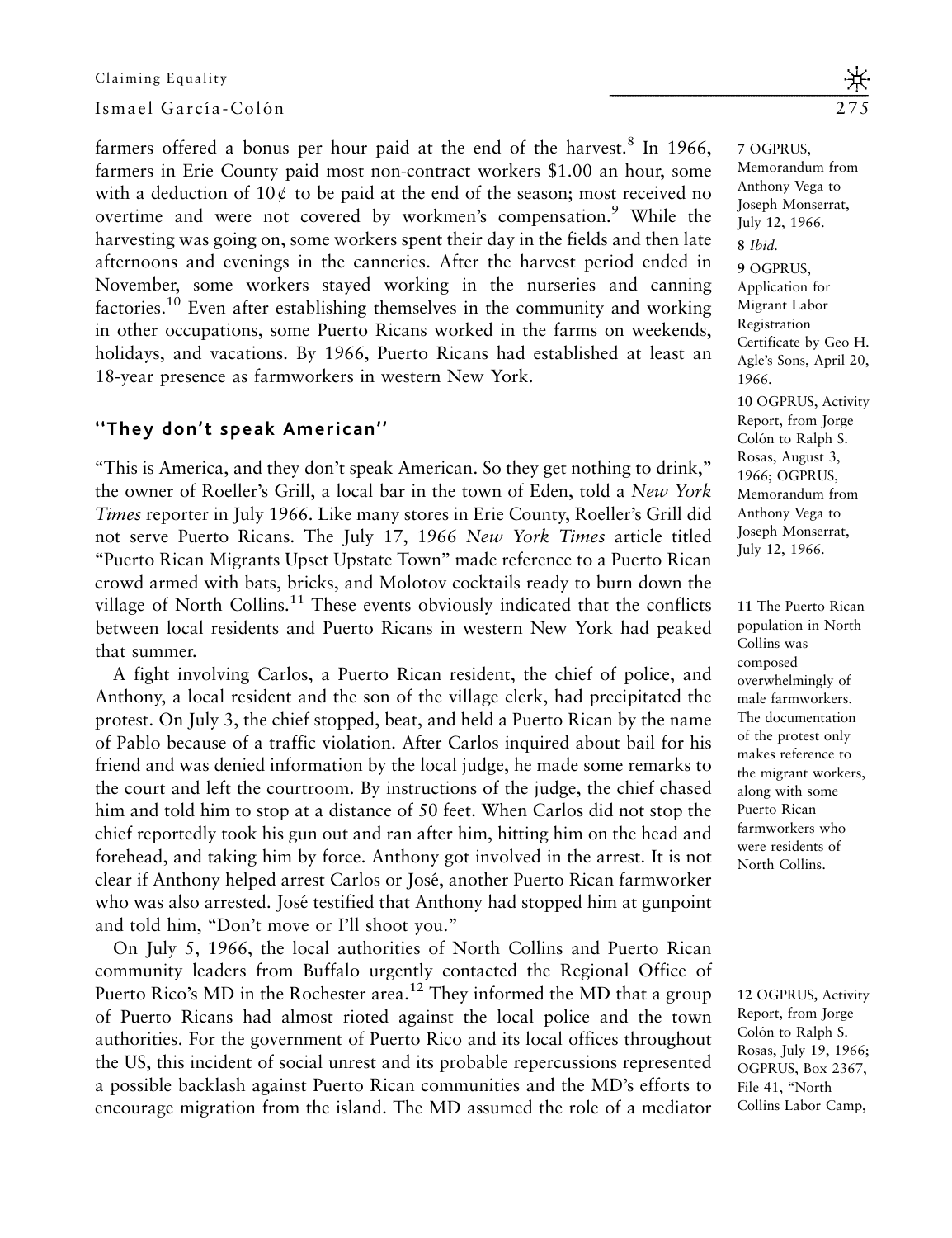farmers offered a bonus per hour paid at the end of the harvest.[8] In 1966, farmers in Erie County paid most non-contract workers $1.00 an hour, some with a deduction of 10¢ to be paid at the end of the season; most received no overtime and were not covered by workmen's compensation.[9] While the harvesting was going on, some workers spent their day in the fields and then late afternoons and evenings in the canneries. After the harvest period ended in November, some workers stayed working in the nurseries and canning factories.[10] Even after establishing themselves in the community and working in other occupations, some Puerto Ricans worked in the farms on weekends, holidays, and vacations. By 1966, Puerto Ricans had established at least an 18-year presence as farmworkers in western New York.

## "They don't speak American"

"This is America, and they don't speak American. So they get nothing to drink," the owner of Roeller's Grill, a local bar in the town of Eden, told a *New York Times* reporter in July 1966. Like many stores in Erie County, Roeller's Grill did not serve Puerto Ricans. The July 17, 1966 *New York Times* article titled "Puerto Rican Migrants Upset Upstate Town" made reference to a Puerto Rican crowd armed with bats, bricks, and Molotov cocktails ready to burn down the village of North Collins.[11] These events obviously indicated that the conflicts between local residents and Puerto Ricans in western New York had peaked that summer.

A fight involving Carlos, a Puerto Rican resident, the chief of police, and Anthony, a local resident and the son of the village clerk, had precipitated the protest. On July 3, the chief stopped, beat, and held a Puerto Rican by the name of Pablo because of a traffic violation. After Carlos inquired about bail for his friend and was denied information by the local judge, he made some remarks to the court and left the courtroom. By instructions of the judge, the chief chased him and told him to stop at a distance of 50 feet. When Carlos did not stop the chief reportedly took his gun out and ran after him, hitting him on the head and forehead, and taking him by force. Anthony got involved in the arrest. It is not clear if Anthony helped arrest Carlos or José, another Puerto Rican farmworker who was also arrested. José testified that Anthony had stopped him at gunpoint and told him, "Don't move or I'll shoot you."

On July 5, 1966, the local authorities of North Collins and Puerto Rican community leaders from Buffalo urgently contacted the Regional Office of Puerto Rico's MD in the Rochester area.[12] They informed the MD that a group of Puerto Ricans had almost rioted against the local police and the town authorities. For the government of Puerto Rico and its local offices throughout the US, this incident of social unrest and its probable repercussions represented a possible backlash against Puerto Rican communities and the MD's efforts to encourage migration from the island. The MD assumed the role of a mediator

7 OGPRUS, Memorandum from Anthony Vega to Joseph Monserrat, July 12, 1966.

8 *Ibid.*

9 OGPRUS, Application for Migrant Labor Registration Certificate by Geo H. Agle's Sons, April 20, 1966.

10 OGPRUS, Activity Report, from Jorge Colón to Ralph S. Rosas, August 3, 1966; OGPRUS, Memorandum from Anthony Vega to Joseph Monserrat, July 12, 1966.

11 The Puerto Rican population in North Collins was composed overwhelmingly of male farmworkers. The documentation of the protest only makes reference to the migrant workers, along with some Puerto Rican farmworkers who were residents of North Collins.

12 OGPRUS, Activity Report, from Jorge Colón to Ralph S. Rosas, July 19, 1966; OGPRUS, Box 2367, File 41, "North Collins Labor Camp,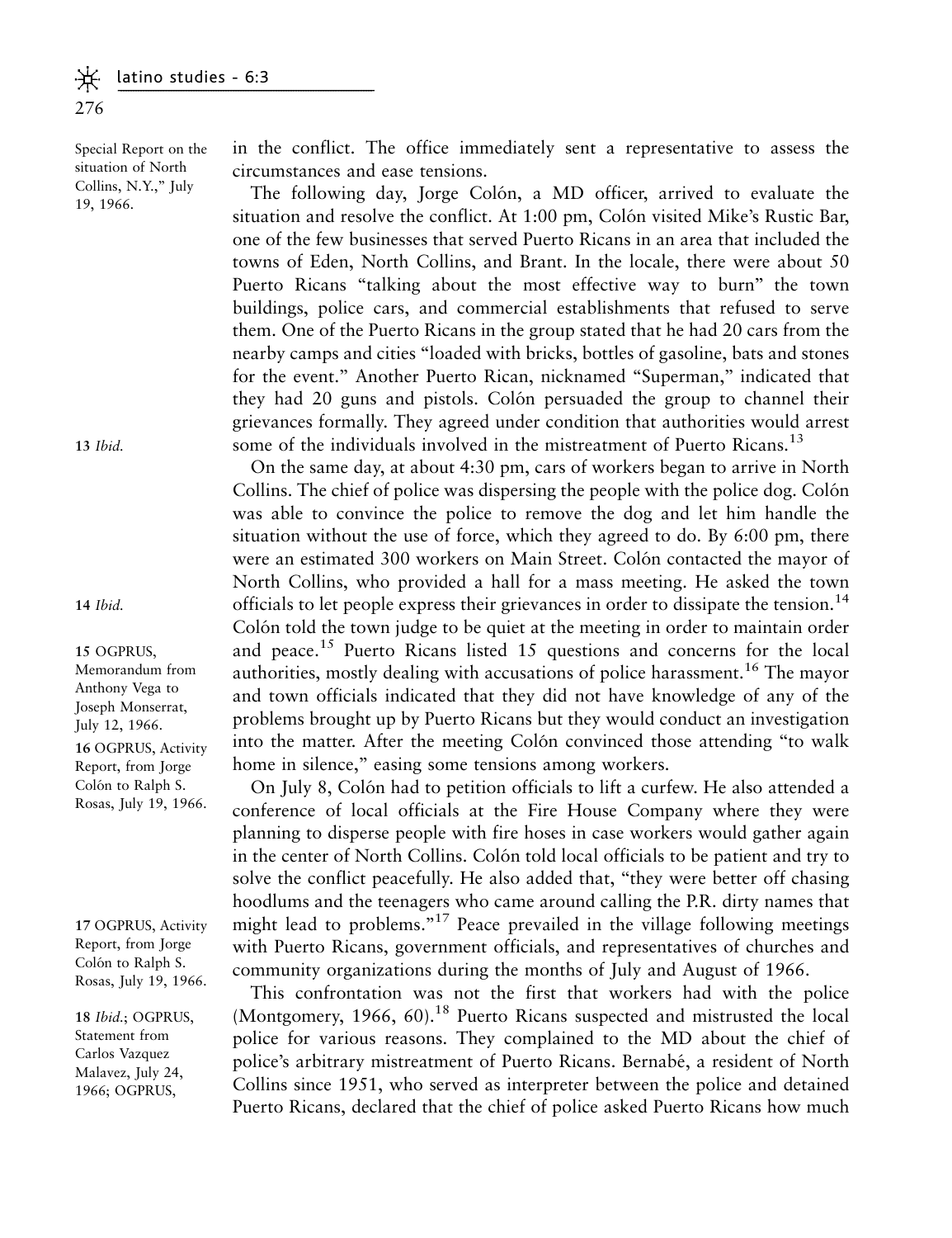Special Report on the situation of North Collins, N.Y.," July 19, 1966.

in the conflict. The office immediately sent a representative to assess the circumstances and ease tensions.

The following day, Jorge Colón, a MD officer, arrived to evaluate the situation and resolve the conflict. At 1:00 pm, Colón visited Mike's Rustic Bar, one of the few businesses that served Puerto Ricans in an area that included the towns of Eden, North Collins, and Brant. In the locale, there were about 50 Puerto Ricans "talking about the most effective way to burn" the town buildings, police cars, and commercial establishments that refused to serve them. One of the Puerto Ricans in the group stated that he had 20 cars from the nearby camps and cities "loaded with bricks, bottles of gasoline, bats and stones for the event." Another Puerto Rican, nicknamed "Superman," indicated that they had 20 guns and pistols. Colón persuaded the group to channel their grievances formally. They agreed under condition that authorities would arrest some of the individuals involved in the mistreatment of Puerto Ricans.[13]

On the same day, at about 4:30 pm, cars of workers began to arrive in North Collins. The chief of police was dispersing the people with the police dog. Colón was able to convince the police to remove the dog and let him handle the situation without the use of force, which they agreed to do. By 6:00 pm, there were an estimated 300 workers on Main Street. Colón contacted the mayor of North Collins, who provided a hall for a mass meeting. He asked the town officials to let people express their grievances in order to dissipate the tension.[14] Colón told the town judge to be quiet at the meeting in order to maintain order and peace.[15] Puerto Ricans listed 15 questions and concerns for the local authorities, mostly dealing with accusations of police harassment.[16] The mayor and town officials indicated that they did not have knowledge of any of the problems brought up by Puerto Ricans but they would conduct an investigation into the matter. After the meeting Colón convinced those attending "to walk home in silence," easing some tensions among workers.

On July 8, Colón had to petition officials to lift a curfew. He also attended a conference of local officials at the Fire House Company where they were planning to disperse people with fire hoses in case workers would gather again in the center of North Collins. Colón told local officials to be patient and try to solve the conflict peacefully. He also added that, "they were better off chasing hoodlums and the teenagers who came around calling the P.R. dirty names that might lead to problems."[17] Peace prevailed in the village following meetings with Puerto Ricans, government officials, and representatives of churches and community organizations during the months of July and August of 1966.

This confrontation was not the first that workers had with the police (Montgomery, 1966, 60).[18] Puerto Ricans suspected and mistrusted the local police for various reasons. They complained to the MD about the chief of police's arbitrary mistreatment of Puerto Ricans. Bernabé, a resident of North Collins since 1951, who served as interpreter between the police and detained Puerto Ricans, declared that the chief of police asked Puerto Ricans how much

13 *Ibid.*

14 *Ibid.*

15 OGPRUS, Memorandum from Anthony Vega to Joseph Monserrat, July 12, 1966.

16 OGPRUS, Activity Report, from Jorge Colón to Ralph S. Rosas, July 19, 1966.

17 OGPRUS, Activity Report, from Jorge Colón to Ralph S. Rosas, July 19, 1966.

18 *Ibid.*; OGPRUS, Statement from Carlos Vazquez Malavez, July 24, 1966; OGPRUS,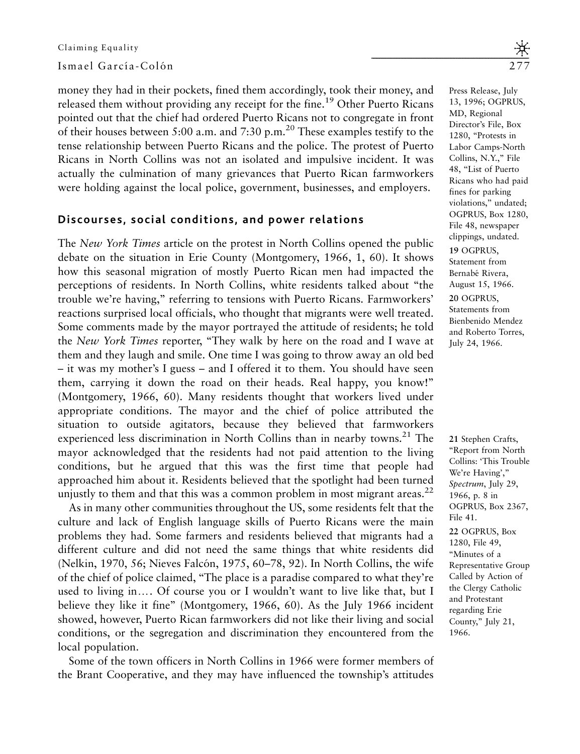money they had in their pockets, fined them accordingly, took their money, and released them without providing any receipt for the fine.[19] Other Puerto Ricans pointed out that the chief had ordered Puerto Ricans not to congregate in front of their houses between 5:00 a.m. and 7:30 p.m.[20] These examples testify to the tense relationship between Puerto Ricans and the police. The protest of Puerto Ricans in North Collins was not an isolated and impulsive incident. It was actually the culmination of many grievances that Puerto Rican farmworkers were holding against the local police, government, businesses, and employers.

Press Release, July 13, 1996; OGPRUS, MD, Regional Director's File, Box 1280, "Protests in Labor Camps-North Collins, N.Y.," File 48, "List of Puerto Ricans who had paid fines for parking violations," undated; OGPRUS, Box 1280, File 48, newspaper clippings, undated.

**19** OGPRUS, Statement from Bernabé Rivera, August 15, 1966.

**20** OGPRUS, Statements from Bienbenido Mendez and Roberto Torres, July 24, 1966.

## Discourses, social conditions, and power relations

The *New York Times* article on the protest in North Collins opened the public debate on the situation in Erie County (Montgomery, 1966, 1, 60). It shows how this seasonal migration of mostly Puerto Rican men had impacted the perceptions of residents. In North Collins, white residents talked about "the trouble we're having," referring to tensions with Puerto Ricans. Farmworkers' reactions surprised local officials, who thought that migrants were well treated. Some comments made by the mayor portrayed the attitude of residents; he told the *New York Times* reporter, "They walk by here on the road and I wave at them and they laugh and smile. One time I was going to throw away an old bed – it was my mother's I guess – and I offered it to them. You should have seen them, carrying it down the road on their heads. Real happy, you know!" (Montgomery, 1966, 60). Many residents thought that workers lived under appropriate conditions. The mayor and the chief of police attributed the situation to outside agitators, because they believed that farmworkers experienced less discrimination in North Collins than in nearby towns.[21] The mayor acknowledged that the residents had not paid attention to the living conditions, but he argued that this was the first time that people had approached him about it. Residents believed that the spotlight had been turned unjustly to them and that this was a common problem in most migrant areas.[22]

**21** Stephen Crafts, "Report from North Collins: 'This Trouble We're Having'," *Spectrum*, July 29, 1966, p. 8 in OGPRUS, Box 2367, File 41.

**22** OGPRUS, Box 1280, File 49, "Minutes of a Representative Group Called by Action of the Clergy Catholic and Protestant regarding Erie County," July 21, 1966.

As in many other communities throughout the US, some residents felt that the culture and lack of English language skills of Puerto Ricans were the main problems they had. Some farmers and residents believed that migrants had a different culture and did not need the same things that white residents did (Nelkin, 1970, 56; Nieves Falcón, 1975, 60–78, 92). In North Collins, the wife of the chief of police claimed, "The place is a paradise compared to what they're used to living in.... Of course you or I wouldn't want to live like that, but I believe they like it fine" (Montgomery, 1966, 60). As the July 1966 incident showed, however, Puerto Rican farmworkers did not like their living and social conditions, or the segregation and discrimination they encountered from the local population.

Some of the town officers in North Collins in 1966 were former members of the Brant Cooperative, and they may have influenced the township's attitudes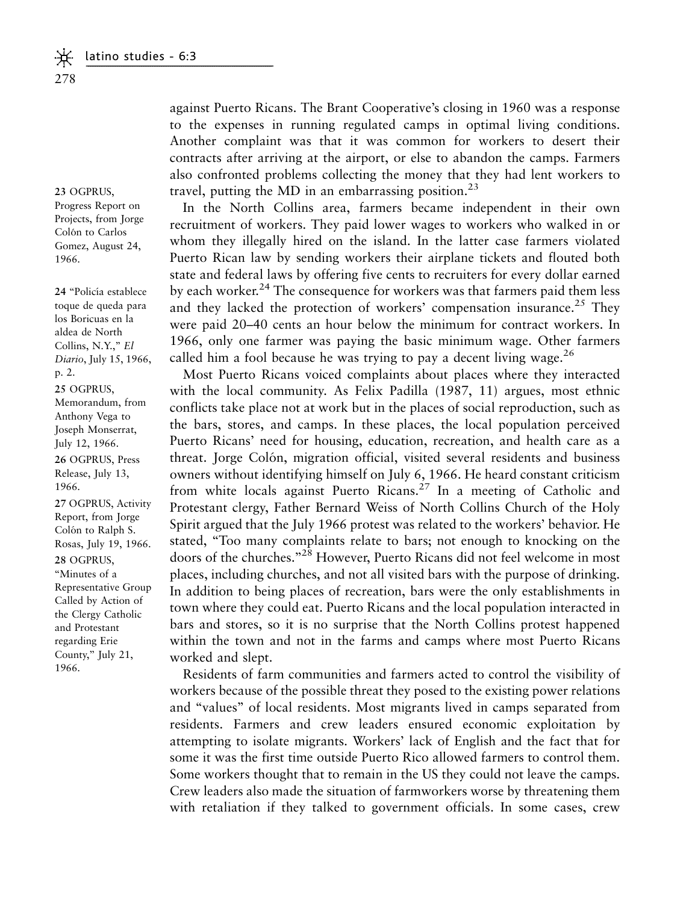against Puerto Ricans. The Brant Cooperative's closing in 1960 was a response to the expenses in running regulated camps in optimal living conditions. Another complaint was that it was common for workers to desert their contracts after arriving at the airport, or else to abandon the camps. Farmers also confronted problems collecting the money that they had lent workers to travel, putting the MD in an embarrassing position.[23]

In the North Collins area, farmers became independent in their own recruitment of workers. They paid lower wages to workers who walked in or whom they illegally hired on the island. In the latter case farmers violated Puerto Rican law by sending workers their airplane tickets and flouted both state and federal laws by offering five cents to recruiters for every dollar earned by each worker.[24] The consequence for workers was that farmers paid them less and they lacked the protection of workers' compensation insurance.[25] They were paid 20–40 cents an hour below the minimum for contract workers. In 1966, only one farmer was paying the basic minimum wage. Other farmers called him a fool because he was trying to pay a decent living wage.[26]

Most Puerto Ricans voiced complaints about places where they interacted with the local community. As Felix Padilla (1987, 11) argues, most ethnic conflicts take place not at work but in the places of social reproduction, such as the bars, stores, and camps. In these places, the local population perceived Puerto Ricans' need for housing, education, recreation, and health care as a threat. Jorge Colón, migration official, visited several residents and business owners without identifying himself on July 6, 1966. He heard constant criticism from white locals against Puerto Ricans.[27] In a meeting of Catholic and Protestant clergy, Father Bernard Weiss of North Collins Church of the Holy Spirit argued that the July 1966 protest was related to the workers' behavior. He stated, "Too many complaints relate to bars; not enough to knocking on the doors of the churches."[28] However, Puerto Ricans did not feel welcome in most places, including churches, and not all visited bars with the purpose of drinking. In addition to being places of recreation, bars were the only establishments in town where they could eat. Puerto Ricans and the local population interacted in bars and stores, so it is no surprise that the North Collins protest happened within the town and not in the farms and camps where most Puerto Ricans worked and slept.

Residents of farm communities and farmers acted to control the visibility of workers because of the possible threat they posed to the existing power relations and "values" of local residents. Most migrants lived in camps separated from residents. Farmers and crew leaders ensured economic exploitation by attempting to isolate migrants. Workers' lack of English and the fact that for some it was the first time outside Puerto Rico allowed farmers to control them. Some workers thought that to remain in the US they could not leave the camps. Crew leaders also made the situation of farmworkers worse by threatening them with retaliation if they talked to government officials. In some cases, crew

---

23 OGPRUS, Progress Report on Projects, from Jorge Colón to Carlos Gomez, August 24, 1966.

24 "Policía establece toque de queda para los Boricuas en la aldea de North Collins, N.Y.," *El Diario*, July 15, 1966, p. 2.

25 OGPRUS, Memorandum, from Anthony Vega to Joseph Monserrat, July 12, 1966.

26 OGPRUS, Press Release, July 13, 1966.

27 OGPRUS, Activity Report, from Jorge Colón to Ralph S. Rosas, July 19, 1966.

28 OGPRUS, "Minutes of a Representative Group Called by Action of the Clergy Catholic and Protestant regarding Erie County," July 21, 1966.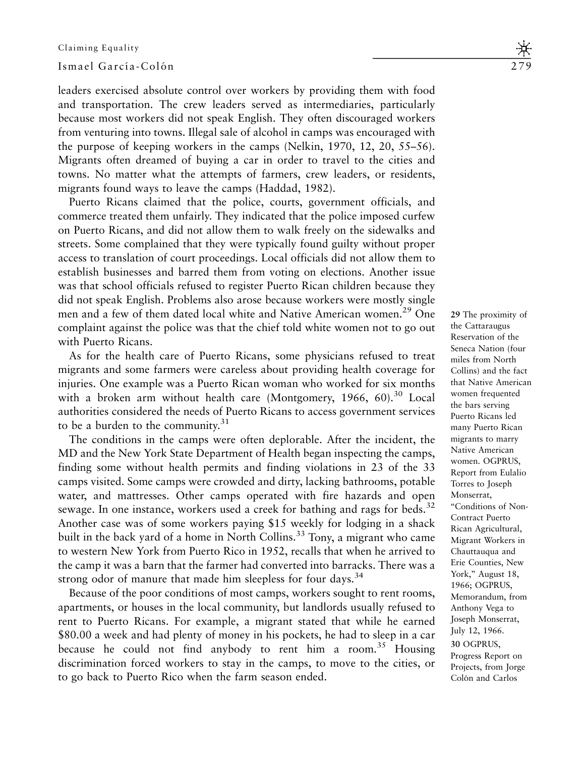leaders exercised absolute control over workers by providing them with food and transportation. The crew leaders served as intermediaries, particularly because most workers did not speak English. They often discouraged workers from venturing into towns. Illegal sale of alcohol in camps was encouraged with the purpose of keeping workers in the camps (Nelkin, 1970, 12, 20, 55–56). Migrants often dreamed of buying a car in order to travel to the cities and towns. No matter what the attempts of farmers, crew leaders, or residents, migrants found ways to leave the camps (Haddad, 1982).

Puerto Ricans claimed that the police, courts, government officials, and commerce treated them unfairly. They indicated that the police imposed curfew on Puerto Ricans, and did not allow them to walk freely on the sidewalks and streets. Some complained that they were typically found guilty without proper access to translation of court proceedings. Local officials did not allow them to establish businesses and barred them from voting on elections. Another issue was that school officials refused to register Puerto Rican children because they did not speak English. Problems also arose because workers were mostly single men and a few of them dated local white and Native American women.[29] One complaint against the police was that the chief told white women not to go out with Puerto Ricans.

As for the health care of Puerto Ricans, some physicians refused to treat migrants and some farmers were careless about providing health coverage for injuries. One example was a Puerto Rican woman who worked for six months with a broken arm without health care (Montgomery, 1966, 60).[30] Local authorities considered the needs of Puerto Ricans to access government services to be a burden to the community.[31]

The conditions in the camps were often deplorable. After the incident, the MD and the New York State Department of Health began inspecting the camps, finding some without health permits and finding violations in 23 of the 33 camps visited. Some camps were crowded and dirty, lacking bathrooms, potable water, and mattresses. Other camps operated with fire hazards and open sewage. In one instance, workers used a creek for bathing and rags for beds.[32] Another case was of some workers paying $15 weekly for lodging in a shack built in the back yard of a home in North Collins.[33] Tony, a migrant who came to western New York from Puerto Rico in 1952, recalls that when he arrived to the camp it was a barn that the farmer had converted into barracks. There was a strong odor of manure that made him sleepless for four days.[34]

Because of the poor conditions of most camps, workers sought to rent rooms, apartments, or houses in the local community, but landlords usually refused to rent to Puerto Ricans. For example, a migrant stated that while he earned $80.00 a week and had plenty of money in his pockets, he had to sleep in a car because he could not find anybody to rent him a room.[35] Housing discrimination forced workers to stay in the camps, to move to the cities, or to go back to Puerto Rico when the farm season ended.

**29** The proximity of the Cattaraugus Reservation of the Seneca Nation (four miles from North Collins) and the fact that Native American women frequented the bars serving Puerto Ricans led many Puerto Rican migrants to marry Native American women. OGPRUS, Report from Eulalio Torres to Joseph Monserrat, "Conditions of Non-Contract Puerto Rican Agricultural, Migrant Workers in Chauttauqua and Erie Counties, New York," August 18, 1966; OGPRUS, Memorandum, from Anthony Vega to Joseph Monserrat, July 12, 1966.

**30** OGPRUS, Progress Report on Projects, from Jorge Colón and Carlos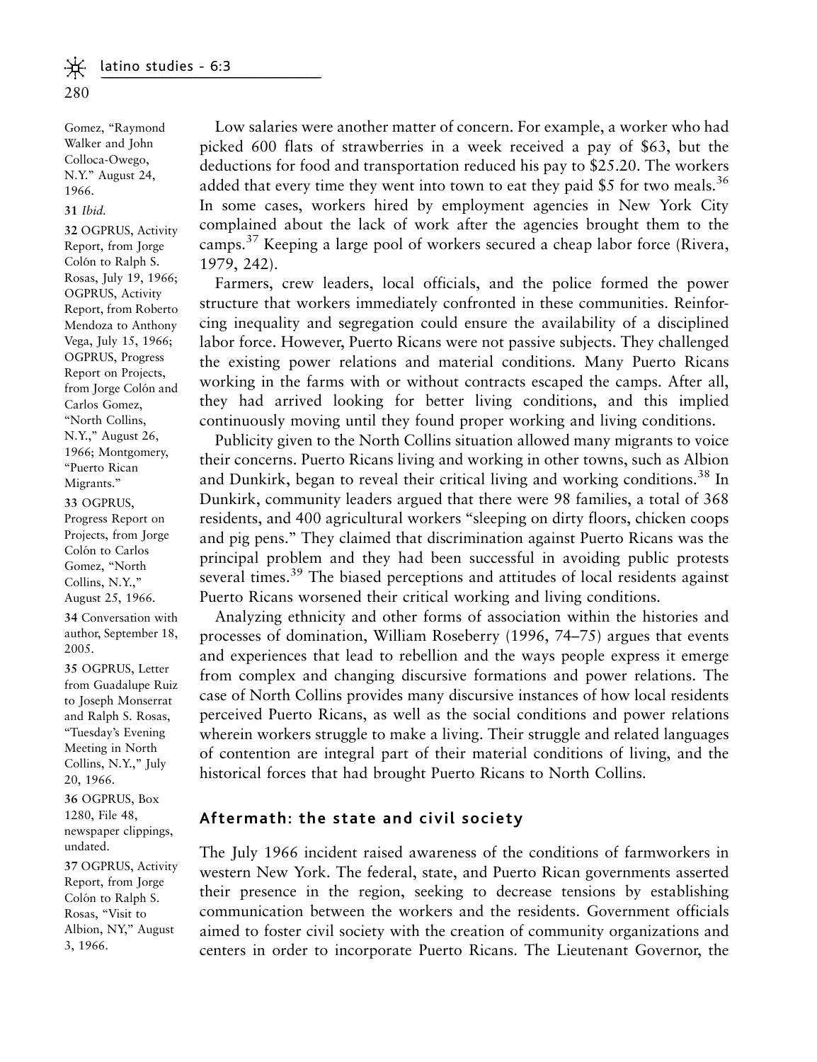Low salaries were another matter of concern. For example, a worker who had picked 600 flats of strawberries in a week received a pay of $63, but the deductions for food and transportation reduced his pay to $25.20. The workers added that every time they went into town to eat they paid $5 for two meals.[36] In some cases, workers hired by employment agencies in New York City complained about the lack of work after the agencies brought them to the camps.[37] Keeping a large pool of workers secured a cheap labor force (Rivera, 1979, 242).

Farmers, crew leaders, local officials, and the police formed the power structure that workers immediately confronted in these communities. Reinforcing inequality and segregation could ensure the availability of a disciplined labor force. However, Puerto Ricans were not passive subjects. They challenged the existing power relations and material conditions. Many Puerto Ricans working in the farms with or without contracts escaped the camps. After all, they had arrived looking for better living conditions, and this implied continuously moving until they found proper working and living conditions.

Publicity given to the North Collins situation allowed many migrants to voice their concerns. Puerto Ricans living and working in other towns, such as Albion and Dunkirk, began to reveal their critical living and working conditions.[38] In Dunkirk, community leaders argued that there were 98 families, a total of 368 residents, and 400 agricultural workers "sleeping on dirty floors, chicken coops and pig pens." They claimed that discrimination against Puerto Ricans was the principal problem and they had been successful in avoiding public protests several times.[39] The biased perceptions and attitudes of local residents against Puerto Ricans worsened their critical working and living conditions.

Analyzing ethnicity and other forms of association within the histories and processes of domination, William Roseberry (1996, 74–75) argues that events and experiences that lead to rebellion and the ways people express it emerge from complex and changing discursive formations and power relations. The case of North Collins provides many discursive instances of how local residents perceived Puerto Ricans, as well as the social conditions and power relations wherein workers struggle to make a living. Their struggle and related languages of contention are integral part of their material conditions of living, and the historical forces that had brought Puerto Ricans to North Collins.

## Aftermath: the state and civil society

The July 1966 incident raised awareness of the conditions of farmworkers in western New York. The federal, state, and Puerto Rican governments asserted their presence in the region, seeking to decrease tensions by establishing communication between the workers and the residents. Government officials aimed to foster civil society with the creation of community organizations and centers in order to incorporate Puerto Ricans. The Lieutenant Governor, the

---

Gomez, "Raymond Walker and John Colloca-Owego, N.Y." August 24, 1966.

31 *Ibid.*

32 OGPRUS, Activity Report, from Jorge Colón to Ralph S. Rosas, July 19, 1966; OGPRUS, Activity Report, from Roberto Mendoza to Anthony Vega, July 15, 1966; OGPRUS, Progress Report on Projects, from Jorge Colón and Carlos Gomez, "North Collins, N.Y.," August 26, 1966; Montgomery, "Puerto Rican Migrants."

33 OGPRUS, Progress Report on Projects, from Jorge Colón to Carlos Gomez, "North Collins, N.Y.," August 25, 1966.

34 Conversation with author, September 18, 2005.

35 OGPRUS, Letter from Guadalupe Ruiz to Joseph Monserrat and Ralph S. Rosas, "Tuesday's Evening Meeting in North Collins, N.Y.," July 20, 1966.

36 OGPRUS, Box 1280, File 48, newspaper clippings, undated.

37 OGPRUS, Activity Report, from Jorge Colón to Ralph S. Rosas, "Visit to Albion, NY," August 3, 1966.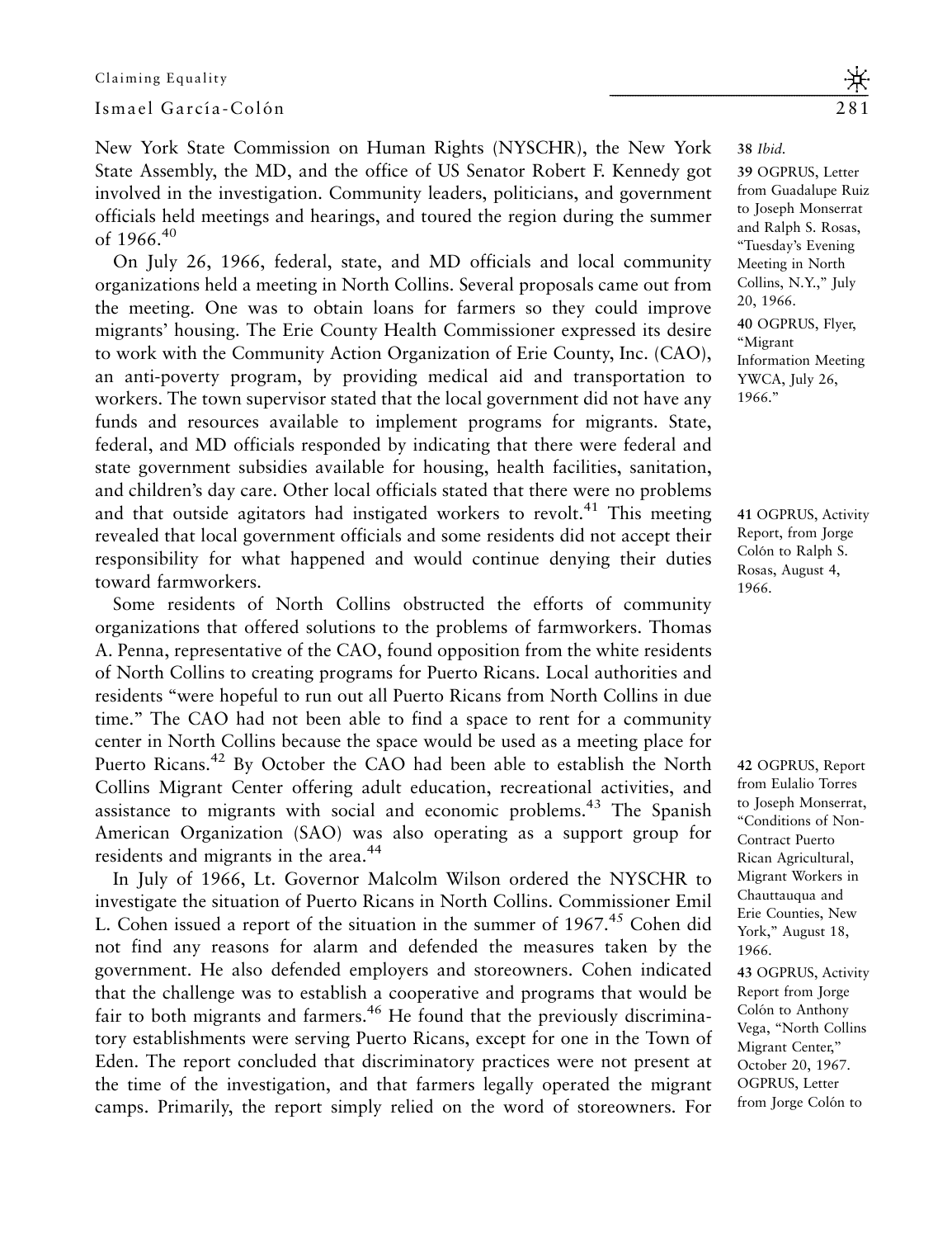New York State Commission on Human Rights (NYSCHR), the New York State Assembly, the MD, and the office of US Senator Robert F. Kennedy got involved in the investigation. Community leaders, politicians, and government officials held meetings and hearings, and toured the region during the summer of 1966.[40]

On July 26, 1966, federal, state, and MD officials and local community organizations held a meeting in North Collins. Several proposals came out from the meeting. One was to obtain loans for farmers so they could improve migrants' housing. The Erie County Health Commissioner expressed its desire to work with the Community Action Organization of Erie County, Inc. (CAO), an anti-poverty program, by providing medical aid and transportation to workers. The town supervisor stated that the local government did not have any funds and resources available to implement programs for migrants. State, federal, and MD officials responded by indicating that there were federal and state government subsidies available for housing, health facilities, sanitation, and children's day care. Other local officials stated that there were no problems and that outside agitators had instigated workers to revolt.[41] This meeting revealed that local government officials and some residents did not accept their responsibility for what happened and would continue denying their duties toward farmworkers.

Some residents of North Collins obstructed the efforts of community organizations that offered solutions to the problems of farmworkers. Thomas A. Penna, representative of the CAO, found opposition from the white residents of North Collins to creating programs for Puerto Ricans. Local authorities and residents "were hopeful to run out all Puerto Ricans from North Collins in due time." The CAO had not been able to find a space to rent for a community center in North Collins because the space would be used as a meeting place for Puerto Ricans.[42] By October the CAO had been able to establish the North Collins Migrant Center offering adult education, recreational activities, and assistance to migrants with social and economic problems.[43] The Spanish American Organization (SAO) was also operating as a support group for residents and migrants in the area.[44]

In July of 1966, Lt. Governor Malcolm Wilson ordered the NYSCHR to investigate the situation of Puerto Ricans in North Collins. Commissioner Emil L. Cohen issued a report of the situation in the summer of 1967.[45] Cohen did not find any reasons for alarm and defended the measures taken by the government. He also defended employers and storeowners. Cohen indicated that the challenge was to establish a cooperative and programs that would be fair to both migrants and farmers.[46] He found that the previously discriminatory establishments were serving Puerto Ricans, except for one in the Town of Eden. The report concluded that discriminatory practices were not present at the time of the investigation, and that farmers legally operated the migrant camps. Primarily, the report simply relied on the word of storeowners. For

**38** *Ibid.*

**39** OGPRUS, Letter from Guadalupe Ruiz to Joseph Monserrat and Ralph S. Rosas, "Tuesday's Evening Meeting in North Collins, N.Y.," July 20, 1966.

**40** OGPRUS, Flyer, "Migrant Information Meeting YWCA, July 26, 1966."

**41** OGPRUS, Activity Report, from Jorge Colón to Ralph S. Rosas, August 4, 1966.

**42** OGPRUS, Report from Eulalio Torres to Joseph Monserrat, "Conditions of Non-Contract Puerto Rican Agricultural, Migrant Workers in Chauttauqua and Erie Counties, New York," August 18, 1966.

**43** OGPRUS, Activity Report from Jorge Colón to Anthony Vega, "North Collins Migrant Center," October 20, 1967. OGPRUS, Letter from Jorge Colón to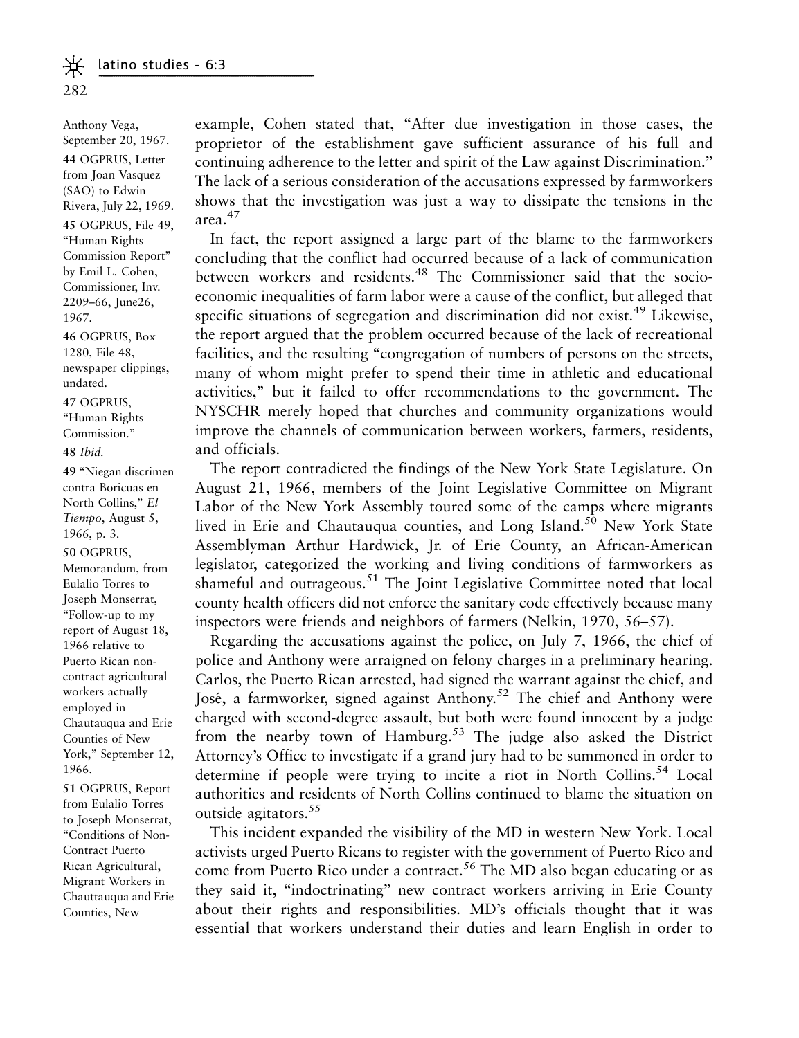example, Cohen stated that, "After due investigation in those cases, the proprietor of the establishment gave sufficient assurance of his full and continuing adherence to the letter and spirit of the Law against Discrimination." The lack of a serious consideration of the accusations expressed by farmworkers shows that the investigation was just a way to dissipate the tensions in the area.[47]

In fact, the report assigned a large part of the blame to the farmworkers concluding that the conflict had occurred because of a lack of communication between workers and residents.[48] The Commissioner said that the socio-economic inequalities of farm labor were a cause of the conflict, but alleged that specific situations of segregation and discrimination did not exist.[49] Likewise, the report argued that the problem occurred because of the lack of recreational facilities, and the resulting "congregation of numbers of persons on the streets, many of whom might prefer to spend their time in athletic and educational activities," but it failed to offer recommendations to the government. The NYSCHR merely hoped that churches and community organizations would improve the channels of communication between workers, farmers, residents, and officials.

The report contradicted the findings of the New York State Legislature. On August 21, 1966, members of the Joint Legislative Committee on Migrant Labor of the New York Assembly toured some of the camps where migrants lived in Erie and Chautauqua counties, and Long Island.[50] New York State Assemblyman Arthur Hardwick, Jr. of Erie County, an African-American legislator, categorized the working and living conditions of farmworkers as shameful and outrageous.[51] The Joint Legislative Committee noted that local county health officers did not enforce the sanitary code effectively because many inspectors were friends and neighbors of farmers (Nelkin, 1970, 56–57).

Regarding the accusations against the police, on July 7, 1966, the chief of police and Anthony were arraigned on felony charges in a preliminary hearing. Carlos, the Puerto Rican arrested, had signed the warrant against the chief, and José, a farmworker, signed against Anthony.[52] The chief and Anthony were charged with second-degree assault, but both were found innocent by a judge from the nearby town of Hamburg.[53] The judge also asked the District Attorney's Office to investigate if a grand jury had to be summoned in order to determine if people were trying to incite a riot in North Collins.[54] Local authorities and residents of North Collins continued to blame the situation on outside agitators.[55]

This incident expanded the visibility of the MD in western New York. Local activists urged Puerto Ricans to register with the government of Puerto Rico and come from Puerto Rico under a contract.[56] The MD also began educating or as they said it, "indoctrinating" new contract workers arriving in Erie County about their rights and responsibilities. MD's officials thought that it was essential that workers understand their duties and learn English in order to

---

Anthony Vega, September 20, 1967.

44 OGPRUS, Letter from Joan Vasquez (SAO) to Edwin Rivera, July 22, 1969.

45 OGPRUS, File 49, "Human Rights Commission Report" by Emil L. Cohen, Commissioner, Inv. 2209–66, June26, 1967.

46 OGPRUS, Box 1280, File 48, newspaper clippings, undated.

47 OGPRUS, "Human Rights Commission."

48 *Ibid.*

49 "Niegan discrimen contra Boricuas en North Collins," *El Tiempo*, August 5, 1966, p. 3.

50 OGPRUS, Memorandum, from Eulalio Torres to Joseph Monserrat, "Follow-up to my report of August 18, 1966 relative to Puerto Rican non-contract agricultural workers actually employed in Chautauqua and Erie Counties of New York," September 12, 1966.

51 OGPRUS, Report from Eulalio Torres to Joseph Monserrat, "Conditions of Non-Contract Puerto Rican Agricultural, Migrant Workers in Chauttauqua and Erie Counties, New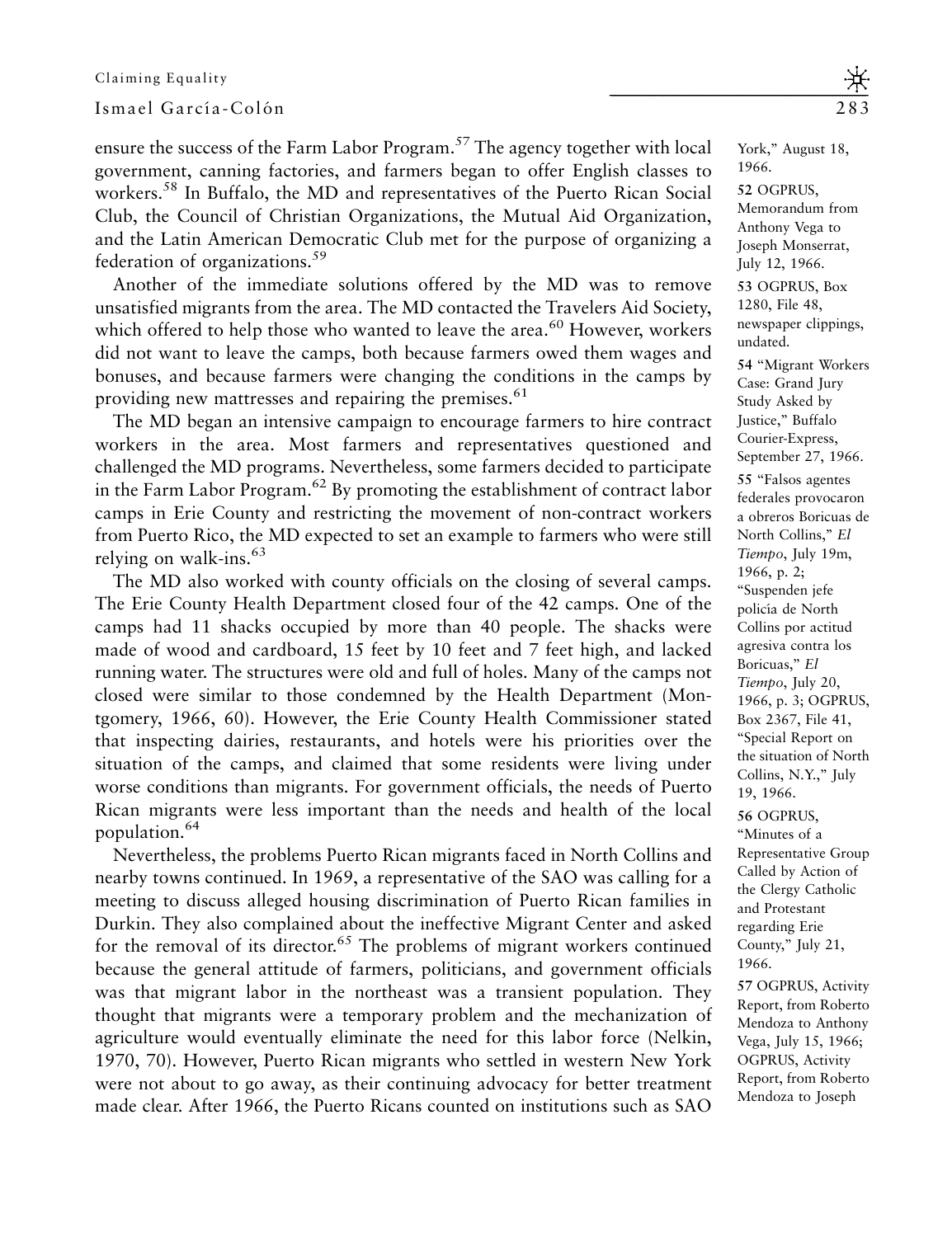ensure the success of the Farm Labor Program.[57] The agency together with local government, canning factories, and farmers began to offer English classes to workers.[58] In Buffalo, the MD and representatives of the Puerto Rican Social Club, the Council of Christian Organizations, the Mutual Aid Organization, and the Latin American Democratic Club met for the purpose of organizing a federation of organizations.[59]

Another of the immediate solutions offered by the MD was to remove unsatisfied migrants from the area. The MD contacted the Travelers Aid Society, which offered to help those who wanted to leave the area.[60] However, workers did not want to leave the camps, both because farmers owed them wages and bonuses, and because farmers were changing the conditions in the camps by providing new mattresses and repairing the premises.[61]

The MD began an intensive campaign to encourage farmers to hire contract workers in the area. Most farmers and representatives questioned and challenged the MD programs. Nevertheless, some farmers decided to participate in the Farm Labor Program.[62] By promoting the establishment of contract labor camps in Erie County and restricting the movement of non-contract workers from Puerto Rico, the MD expected to set an example to farmers who were still relying on walk-ins.[63]

The MD also worked with county officials on the closing of several camps. The Erie County Health Department closed four of the 42 camps. One of the camps had 11 shacks occupied by more than 40 people. The shacks were made of wood and cardboard, 15 feet by 10 feet and 7 feet high, and lacked running water. The structures were old and full of holes. Many of the camps not closed were similar to those condemned by the Health Department (Montgomery, 1966, 60). However, the Erie County Health Commissioner stated that inspecting dairies, restaurants, and hotels were his priorities over the situation of the camps, and claimed that some residents were living under worse conditions than migrants. For government officials, the needs of Puerto Rican migrants were less important than the needs and health of the local population.[64]

Nevertheless, the problems Puerto Rican migrants faced in North Collins and nearby towns continued. In 1969, a representative of the SAO was calling for a meeting to discuss alleged housing discrimination of Puerto Rican families in Durkin. They also complained about the ineffective Migrant Center and asked for the removal of its director.[65] The problems of migrant workers continued because the general attitude of farmers, politicians, and government officials was that migrant labor in the northeast was a transient population. They thought that migrants were a temporary problem and the mechanization of agriculture would eventually eliminate the need for this labor force (Nelkin, 1970, 70). However, Puerto Rican migrants who settled in western New York were not about to go away, as their continuing advocacy for better treatment made clear. After 1966, the Puerto Ricans counted on institutions such as SAO

York," August 18, 1966.

52 OGPRUS, Memorandum from Anthony Vega to Joseph Monserrat, July 12, 1966.

53 OGPRUS, Box 1280, File 48, newspaper clippings, undated.

54 "Migrant Workers Case: Grand Jury Study Asked by Justice," Buffalo Courier-Express, September 27, 1966.

55 "Falsos agentes federales provocaron a obreros Boricuas de North Collins," *El Tiempo*, July 19m, 1966, p. 2; "Suspenden jefe policía de North Collins por actitud agresiva contra los Boricuas," *El Tiempo*, July 20, 1966, p. 3; OGPRUS, Box 2367, File 41, "Special Report on the situation of North Collins, N.Y.," July 19, 1966.

56 OGPRUS, "Minutes of a Representative Group Called by Action of the Clergy Catholic and Protestant regarding Erie County," July 21, 1966.

57 OGPRUS, Activity Report, from Roberto Mendoza to Anthony Vega, July 15, 1966; OGPRUS, Activity Report, from Roberto Mendoza to Joseph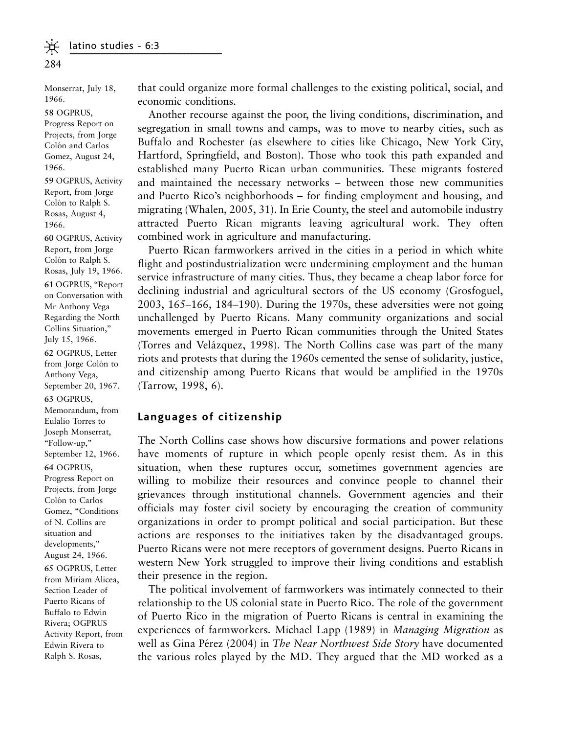that could organize more formal challenges to the existing political, social, and economic conditions.

Another recourse against the poor, the living conditions, discrimination, and segregation in small towns and camps, was to move to nearby cities, such as Buffalo and Rochester (as elsewhere to cities like Chicago, New York City, Hartford, Springfield, and Boston). Those who took this path expanded and established many Puerto Rican urban communities. These migrants fostered and maintained the necessary networks – between those new communities and Puerto Rico's neighborhoods – for finding employment and housing, and migrating (Whalen, 2005, 31). In Erie County, the steel and automobile industry attracted Puerto Rican migrants leaving agricultural work. They often combined work in agriculture and manufacturing.

Puerto Rican farmworkers arrived in the cities in a period in which white flight and postindustrialization were undermining employment and the human service infrastructure of many cities. Thus, they became a cheap labor force for declining industrial and agricultural sectors of the US economy (Grosfoguel, 2003, 165–166, 184–190). During the 1970s, these adversities were not going unchallenged by Puerto Ricans. Many community organizations and social movements emerged in Puerto Rican communities through the United States (Torres and Velázquez, 1998). The North Collins case was part of the many riots and protests that during the 1960s cemented the sense of solidarity, justice, and citizenship among Puerto Ricans that would be amplified in the 1970s (Tarrow, 1998, 6).

## Languages of citizenship

The North Collins case shows how discursive formations and power relations have moments of rupture in which people openly resist them. As in this situation, when these ruptures occur, sometimes government agencies are willing to mobilize their resources and convince people to channel their grievances through institutional channels. Government agencies and their officials may foster civil society by encouraging the creation of community organizations in order to prompt political and social participation. But these actions are responses to the initiatives taken by the disadvantaged groups. Puerto Ricans were not mere receptors of government designs. Puerto Ricans in western New York struggled to improve their living conditions and establish their presence in the region.

The political involvement of farmworkers was intimately connected to their relationship to the US colonial state in Puerto Rico. The role of the government of Puerto Rico in the migration of Puerto Ricans is central in examining the experiences of farmworkers. Michael Lapp (1989) in *Managing Migration* as well as Gina Pérez (2004) in *The Near Northwest Side Story* have documented the various roles played by the MD. They argued that the MD worked as a

Monserrat, July 18, 1966.

**58** OGPRUS, Progress Report on Projects, from Jorge Colón and Carlos Gomez, August 24, 1966.

**59** OGPRUS, Activity Report, from Jorge Colón to Ralph S. Rosas, August 4, 1966.

**60** OGPRUS, Activity Report, from Jorge Colón to Ralph S. Rosas, July 19, 1966.

**61** OGPRUS, "Report on Conversation with Mr Anthony Vega Regarding the North Collins Situation," July 15, 1966.

**62** OGPRUS, Letter from Jorge Colón to Anthony Vega, September 20, 1967.

**63** OGPRUS, Memorandum, from Eulalio Torres to Joseph Monserrat, "Follow-up," September 12, 1966.

**64** OGPRUS, Progress Report on Projects, from Jorge Colón to Carlos Gomez, "Conditions of N. Collins are situation and developments," August 24, 1966.

**65** OGPRUS, Letter from Miriam Alicea, Section Leader of Puerto Ricans of Buffalo to Edwin Rivera; OGPRUS Activity Report, from Edwin Rivera to Ralph S. Rosas,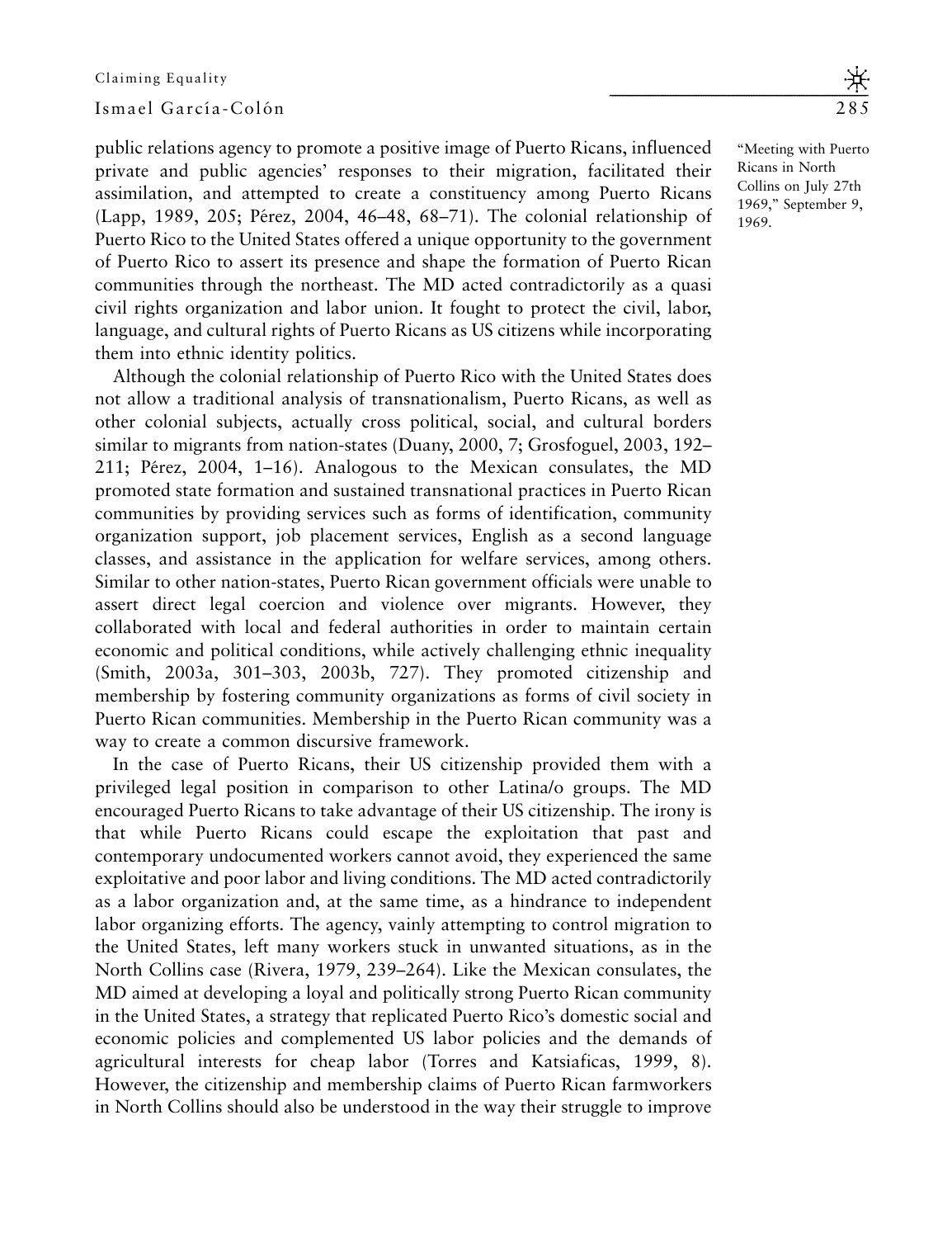public relations agency to promote a positive image of Puerto Ricans, influenced private and public agencies' responses to their migration, facilitated their assimilation, and attempted to create a constituency among Puerto Ricans (Lapp, 1989, 205; Pérez, 2004, 46–48, 68–71). The colonial relationship of Puerto Rico to the United States offered a unique opportunity to the government of Puerto Rico to assert its presence and shape the formation of Puerto Rican communities through the northeast. The MD acted contradictorily as a quasi civil rights organization and labor union. It fought to protect the civil, labor, language, and cultural rights of Puerto Ricans as US citizens while incorporating them into ethnic identity politics.

"Meeting with Puerto Ricans in North Collins on July 27th 1969," September 9, 1969.

Although the colonial relationship of Puerto Rico with the United States does not allow a traditional analysis of transnationalism, Puerto Ricans, as well as other colonial subjects, actually cross political, social, and cultural borders similar to migrants from nation-states (Duany, 2000, 7; Grosfoguel, 2003, 192–211; Pérez, 2004, 1–16). Analogous to the Mexican consulates, the MD promoted state formation and sustained transnational practices in Puerto Rican communities by providing services such as forms of identification, community organization support, job placement services, English as a second language classes, and assistance in the application for welfare services, among others. Similar to other nation-states, Puerto Rican government officials were unable to assert direct legal coercion and violence over migrants. However, they collaborated with local and federal authorities in order to maintain certain economic and political conditions, while actively challenging ethnic inequality (Smith, 2003a, 301–303, 2003b, 727). They promoted citizenship and membership by fostering community organizations as forms of civil society in Puerto Rican communities. Membership in the Puerto Rican community was a way to create a common discursive framework.

In the case of Puerto Ricans, their US citizenship provided them with a privileged legal position in comparison to other Latina/o groups. The MD encouraged Puerto Ricans to take advantage of their US citizenship. The irony is that while Puerto Ricans could escape the exploitation that past and contemporary undocumented workers cannot avoid, they experienced the same exploitative and poor labor and living conditions. The MD acted contradictorily as a labor organization and, at the same time, as a hindrance to independent labor organizing efforts. The agency, vainly attempting to control migration to the United States, left many workers stuck in unwanted situations, as in the North Collins case (Rivera, 1979, 239–264). Like the Mexican consulates, the MD aimed at developing a loyal and politically strong Puerto Rican community in the United States, a strategy that replicated Puerto Rico's domestic social and economic policies and complemented US labor policies and the demands of agricultural interests for cheap labor (Torres and Katsiaficas, 1999, 8). However, the citizenship and membership claims of Puerto Rican farmworkers in North Collins should also be understood in the way their struggle to improve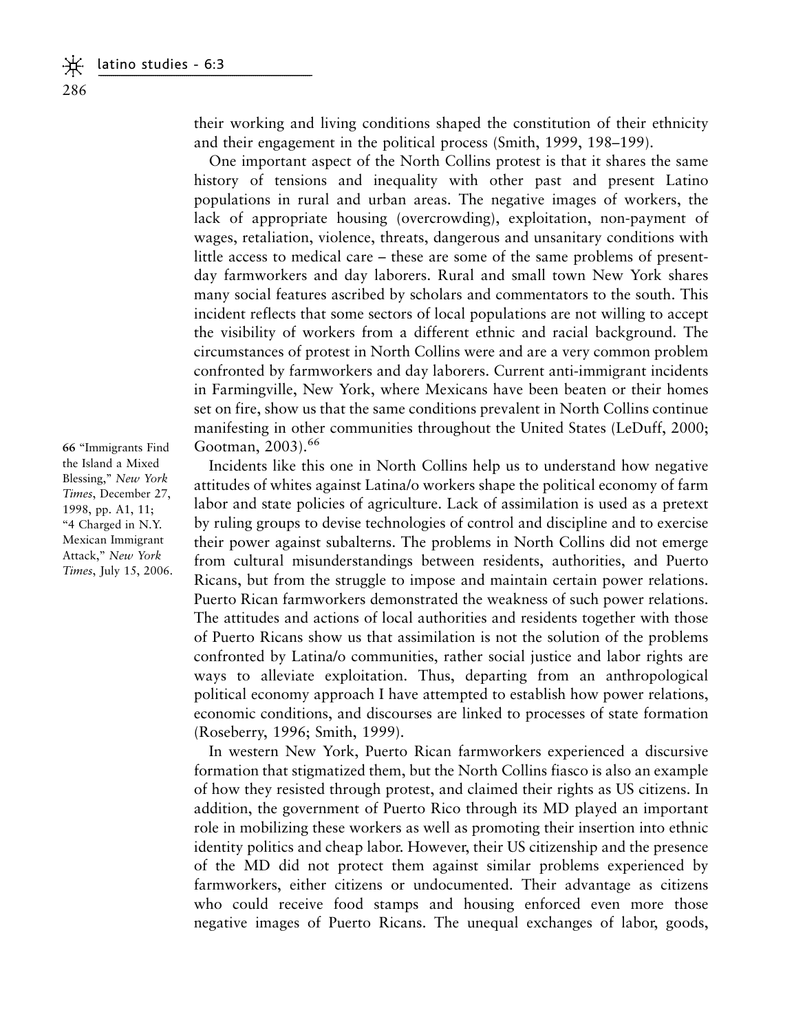their working and living conditions shaped the constitution of their ethnicity and their engagement in the political process (Smith, 1999, 198–199).

One important aspect of the North Collins protest is that it shares the same history of tensions and inequality with other past and present Latino populations in rural and urban areas. The negative images of workers, the lack of appropriate housing (overcrowding), exploitation, non-payment of wages, retaliation, violence, threats, dangerous and unsanitary conditions with little access to medical care – these are some of the same problems of present-day farmworkers and day laborers. Rural and small town New York shares many social features ascribed by scholars and commentators to the south. This incident reflects that some sectors of local populations are not willing to accept the visibility of workers from a different ethnic and racial background. The circumstances of protest in North Collins were and are a very common problem confronted by farmworkers and day laborers. Current anti-immigrant incidents in Farmingville, New York, where Mexicans have been beaten or their homes set on fire, show us that the same conditions prevalent in North Collins continue manifesting in other communities throughout the United States (LeDuff, 2000; Gootman, 2003).[66]

Incidents like this one in North Collins help us to understand how negative attitudes of whites against Latina/o workers shape the political economy of farm labor and state policies of agriculture. Lack of assimilation is used as a pretext by ruling groups to devise technologies of control and discipline and to exercise their power against subalterns. The problems in North Collins did not emerge from cultural misunderstandings between residents, authorities, and Puerto Ricans, but from the struggle to impose and maintain certain power relations. Puerto Rican farmworkers demonstrated the weakness of such power relations. The attitudes and actions of local authorities and residents together with those of Puerto Ricans show us that assimilation is not the solution of the problems confronted by Latina/o communities, rather social justice and labor rights are ways to alleviate exploitation. Thus, departing from an anthropological political economy approach I have attempted to establish how power relations, economic conditions, and discourses are linked to processes of state formation (Roseberry, 1996; Smith, 1999).

In western New York, Puerto Rican farmworkers experienced a discursive formation that stigmatized them, but the North Collins fiasco is also an example of how they resisted through protest, and claimed their rights as US citizens. In addition, the government of Puerto Rico through its MD played an important role in mobilizing these workers as well as promoting their insertion into ethnic identity politics and cheap labor. However, their US citizenship and the presence of the MD did not protect them against similar problems experienced by farmworkers, either citizens or undocumented. Their advantage as citizens who could receive food stamps and housing enforced even more those negative images of Puerto Ricans. The unequal exchanges of labor, goods,

66 "Immigrants Find the Island a Mixed Blessing," *New York Times*, December 27, 1998, pp. A1, 11; "4 Charged in N.Y. Mexican Immigrant Attack," *New York Times*, July 15, 2006.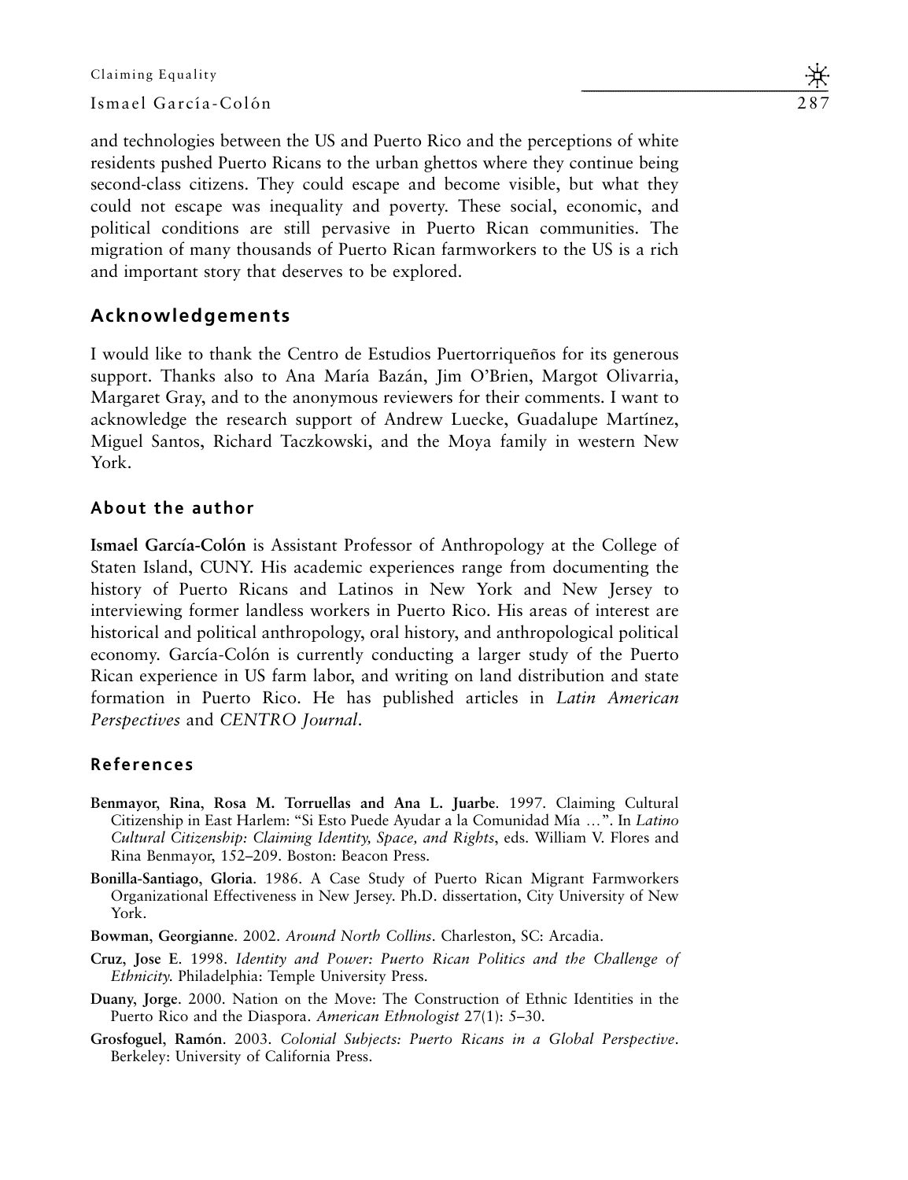and technologies between the US and Puerto Rico and the perceptions of white residents pushed Puerto Ricans to the urban ghettos where they continue being second-class citizens. They could escape and become visible, but what they could not escape was inequality and poverty. These social, economic, and political conditions are still pervasive in Puerto Rican communities. The migration of many thousands of Puerto Rican farmworkers to the US is a rich and important story that deserves to be explored.

## Acknowledgements

I would like to thank the Centro de Estudios Puertorriqueños for its generous support. Thanks also to Ana María Bazán, Jim O'Brien, Margot Olivarria, Margaret Gray, and to the anonymous reviewers for their comments. I want to acknowledge the research support of Andrew Luecke, Guadalupe Martínez, Miguel Santos, Richard Taczkowski, and the Moya family in western New York.

## About the author

**Ismael García-Colón** is Assistant Professor of Anthropology at the College of Staten Island, CUNY. His academic experiences range from documenting the history of Puerto Ricans and Latinos in New York and New Jersey to interviewing former landless workers in Puerto Rico. His areas of interest are historical and political anthropology, oral history, and anthropological political economy. García-Colón is currently conducting a larger study of the Puerto Rican experience in US farm labor, and writing on land distribution and state formation in Puerto Rico. He has published articles in *Latin American Perspectives* and *CENTRO Journal*.

## References

**Benmayor, Rina, Rosa M. Torruellas and Ana L. Juarbe**. 1997. Claiming Cultural Citizenship in East Harlem: "Si Esto Puede Ayudar a la Comunidad Mía …". In *Latino Cultural Citizenship: Claiming Identity, Space, and Rights*, eds. William V. Flores and Rina Benmayor, 152–209. Boston: Beacon Press.

**Bonilla-Santiago, Gloria**. 1986. A Case Study of Puerto Rican Migrant Farmworkers Organizational Effectiveness in New Jersey. Ph.D. dissertation, City University of New York.

**Bowman, Georgianne**. 2002. *Around North Collins*. Charleston, SC: Arcadia.

**Cruz, Jose E**. 1998. *Identity and Power: Puerto Rican Politics and the Challenge of Ethnicity.* Philadelphia: Temple University Press.

**Duany, Jorge**. 2000. Nation on the Move: The Construction of Ethnic Identities in the Puerto Rico and the Diaspora. *American Ethnologist* 27(1): 5–30.

**Grosfoguel, Ramón**. 2003. *Colonial Subjects: Puerto Ricans in a Global Perspective*. Berkeley: University of California Press.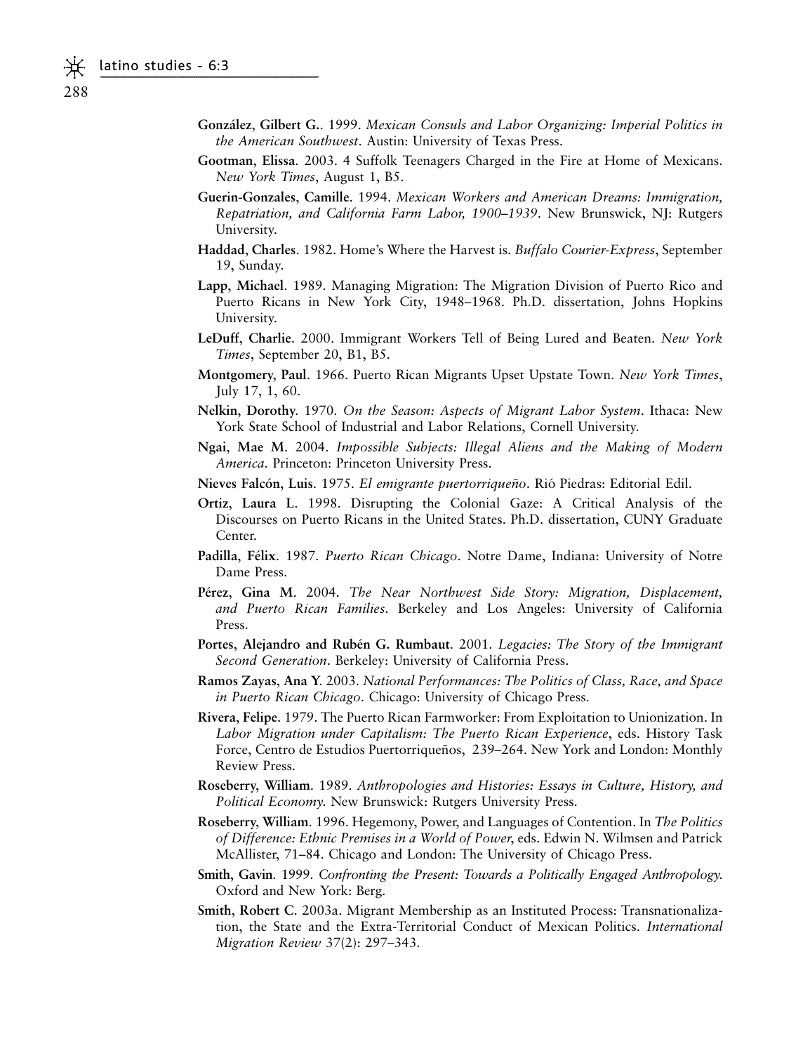**González, Gilbert G.**. 1999. *Mexican Consuls and Labor Organizing: Imperial Politics in the American Southwest*. Austin: University of Texas Press.

**Gootman, Elissa**. 2003. 4 Suffolk Teenagers Charged in the Fire at Home of Mexicans. *New York Times*, August 1, B5.

**Guerin-Gonzales, Camille**. 1994. *Mexican Workers and American Dreams: Immigration, Repatriation, and California Farm Labor, 1900–1939*. New Brunswick, NJ: Rutgers University.

**Haddad, Charles**. 1982. Home's Where the Harvest is. *Buffalo Courier-Express*, September 19, Sunday.

**Lapp, Michael**. 1989. Managing Migration: The Migration Division of Puerto Rico and Puerto Ricans in New York City, 1948–1968. Ph.D. dissertation, Johns Hopkins University.

**LeDuff, Charlie**. 2000. Immigrant Workers Tell of Being Lured and Beaten. *New York Times*, September 20, B1, B5.

**Montgomery, Paul**. 1966. Puerto Rican Migrants Upset Upstate Town. *New York Times*, July 17, 1, 60.

**Nelkin, Dorothy**. 1970. *On the Season: Aspects of Migrant Labor System*. Ithaca: New York State School of Industrial and Labor Relations, Cornell University.

**Ngai, Mae M**. 2004. *Impossible Subjects: Illegal Aliens and the Making of Modern America*. Princeton: Princeton University Press.

**Nieves Falcón, Luis**. 1975. *El emigrante puertorriqueño*. Rió Piedras: Editorial Edil.

**Ortiz, Laura L**. 1998. Disrupting the Colonial Gaze: A Critical Analysis of the Discourses on Puerto Ricans in the United States. Ph.D. dissertation, CUNY Graduate Center.

**Padilla, Félix**. 1987. *Puerto Rican Chicago*. Notre Dame, Indiana: University of Notre Dame Press.

**Pérez, Gina M**. 2004. *The Near Northwest Side Story: Migration, Displacement, and Puerto Rican Families*. Berkeley and Los Angeles: University of California Press.

**Portes, Alejandro and Rubén G. Rumbaut**. 2001. *Legacies: The Story of the Immigrant Second Generation*. Berkeley: University of California Press.

**Ramos Zayas, Ana Y**. 2003. *National Performances: The Politics of Class, Race, and Space in Puerto Rican Chicago*. Chicago: University of Chicago Press.

**Rivera, Felipe**. 1979. The Puerto Rican Farmworker: From Exploitation to Unionization. In *Labor Migration under Capitalism: The Puerto Rican Experience*, eds. History Task Force, Centro de Estudios Puertorriqueños, 239–264. New York and London: Monthly Review Press.

**Roseberry, William**. 1989. *Anthropologies and Histories: Essays in Culture, History, and Political Economy.* New Brunswick: Rutgers University Press.

**Roseberry, William**. 1996. Hegemony, Power, and Languages of Contention. In *The Politics of Difference: Ethnic Premises in a World of Power*, eds. Edwin N. Wilmsen and Patrick McAllister, 71–84. Chicago and London: The University of Chicago Press.

**Smith, Gavin**. 1999. *Confronting the Present: Towards a Politically Engaged Anthropology.* Oxford and New York: Berg.

**Smith, Robert C**. 2003a. Migrant Membership as an Instituted Process: Transnationalization, the State and the Extra-Territorial Conduct of Mexican Politics. *International Migration Review* 37(2): 297–343.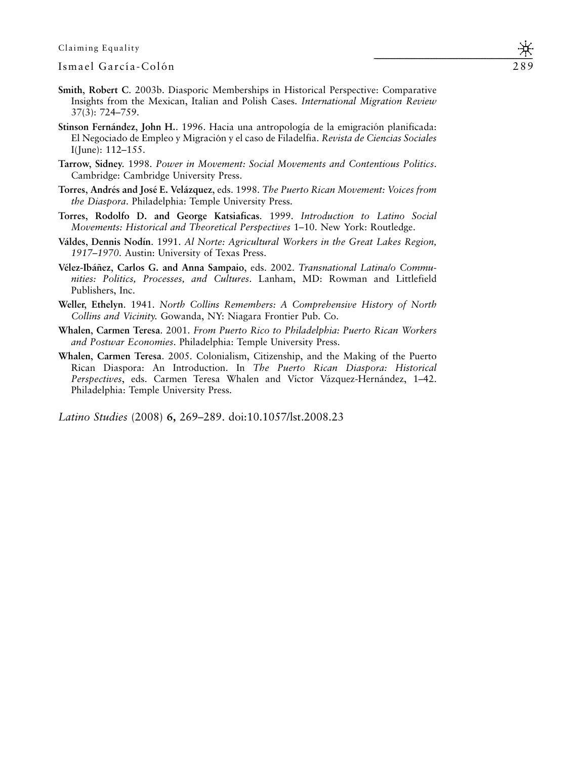**Smith, Robert C.** 2003b. Diasporic Memberships in Historical Perspective: Comparative Insights from the Mexican, Italian and Polish Cases. *International Migration Review* 37(3): 724–759.

**Stinson Fernández, John H.**. 1996. Hacia una antropología de la emigración planificada: El Negociado de Empleo y Migración y el caso de Filadelfia. *Revista de Ciencias Sociales* I(June): 112–155.

**Tarrow, Sidney.** 1998. *Power in Movement: Social Movements and Contentious Politics*. Cambridge: Cambridge University Press.

**Torres, Andrés and José E. Velázquez**, eds. 1998. *The Puerto Rican Movement: Voices from the Diaspora*. Philadelphia: Temple University Press.

**Torres, Rodolfo D. and George Katsiaficas**. 1999. *Introduction to Latino Social Movements: Historical and Theoretical Perspectives* 1–10. New York: Routledge.

**Váldes, Dennis Nodín**. 1991. *Al Norte: Agricultural Workers in the Great Lakes Region, 1917–1970*. Austin: University of Texas Press.

**Vélez-Ibáñez, Carlos G. and Anna Sampaio**, eds. 2002. *Transnational Latina/o Communities: Politics, Processes, and Cultures*. Lanham, MD: Rowman and Littlefield Publishers, Inc.

**Weller, Ethelyn**. 1941. *North Collins Remembers: A Comprehensive History of North Collins and Vicinity.* Gowanda, NY: Niagara Frontier Pub. Co.

**Whalen, Carmen Teresa**. 2001. *From Puerto Rico to Philadelphia: Puerto Rican Workers and Postwar Economies*. Philadelphia: Temple University Press.

**Whalen, Carmen Teresa**. 2005. Colonialism, Citizenship, and the Making of the Puerto Rican Diaspora: An Introduction. In *The Puerto Rican Diaspora: Historical Perspectives*, eds. Carmen Teresa Whalen and Víctor Vázquez-Hernández, 1–42. Philadelphia: Temple University Press.